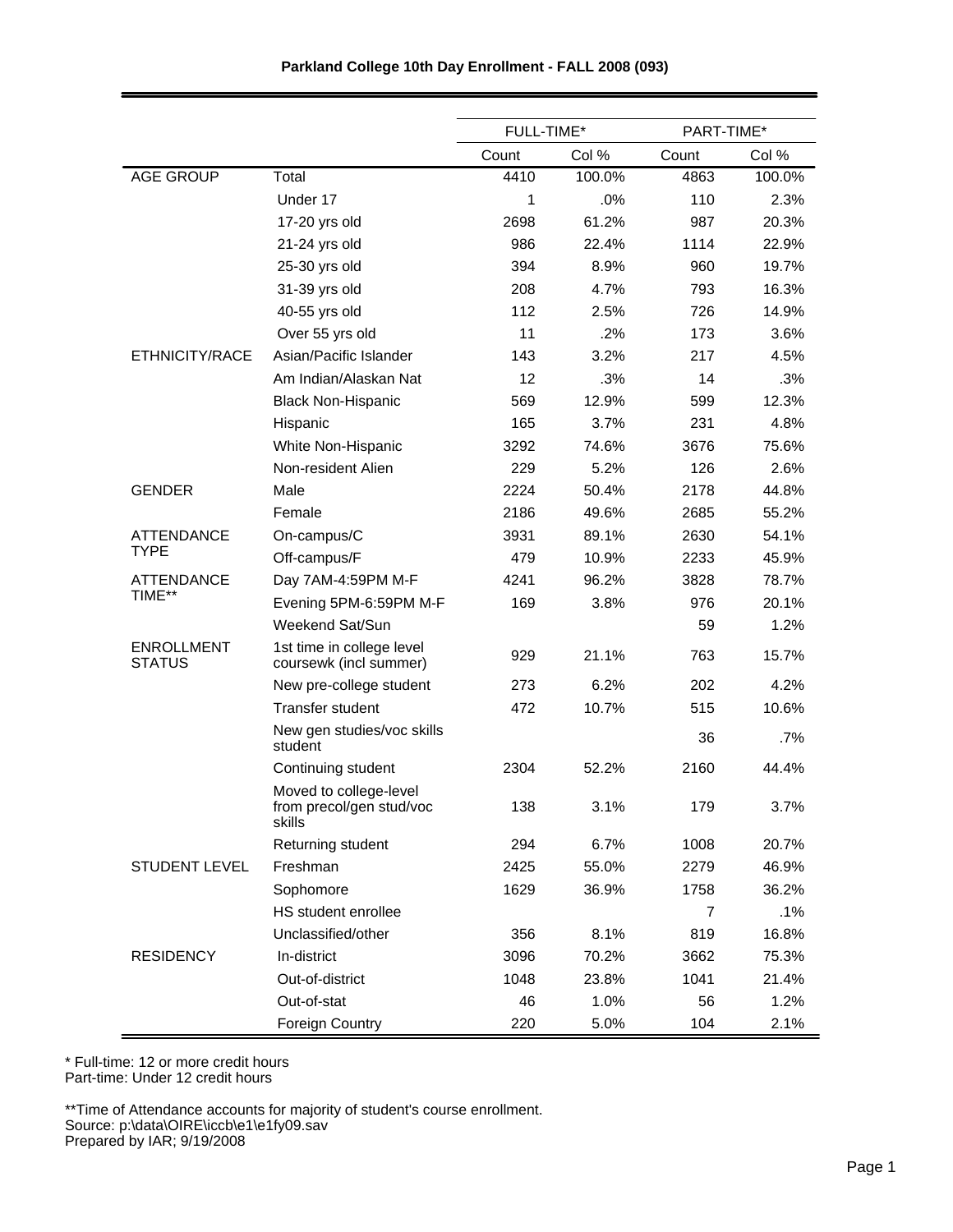# Parkland College 10th Day Enrollment - FALL 2008 (093)

| | | FULL-TIME* | | PART-TIME* | |
|---|---|---|---|---|---|
| | | Count | Col % | Count | Col % |
| AGE GROUP | Total | 4410 | 100.0% | 4863 | 100.0% |
| | Under 17 | 1 | .0% | 110 | 2.3% |
| | 17-20 yrs old | 2698 | 61.2% | 987 | 20.3% |
| | 21-24 yrs old | 986 | 22.4% | 1114 | 22.9% |
| | 25-30 yrs old | 394 | 8.9% | 960 | 19.7% |
| | 31-39 yrs old | 208 | 4.7% | 793 | 16.3% |
| | 40-55 yrs old | 112 | 2.5% | 726 | 14.9% |
| | Over 55 yrs old | 11 | .2% | 173 | 3.6% |
| ETHNICITY/RACE | Asian/Pacific Islander | 143 | 3.2% | 217 | 4.5% |
| | Am Indian/Alaskan Nat | 12 | .3% | 14 | .3% |
| | Black Non-Hispanic | 569 | 12.9% | 599 | 12.3% |
| | Hispanic | 165 | 3.7% | 231 | 4.8% |
| | White Non-Hispanic | 3292 | 74.6% | 3676 | 75.6% |
| | Non-resident Alien | 229 | 5.2% | 126 | 2.6% |
| GENDER | Male | 2224 | 50.4% | 2178 | 44.8% |
| | Female | 2186 | 49.6% | 2685 | 55.2% |
| ATTENDANCE TYPE | On-campus/C | 3931 | 89.1% | 2630 | 54.1% |
| | Off-campus/F | 479 | 10.9% | 2233 | 45.9% |
| ATTENDANCE TIME** | Day 7AM-4:59PM M-F | 4241 | 96.2% | 3828 | 78.7% |
| | Evening 5PM-6:59PM M-F | 169 | 3.8% | 976 | 20.1% |
| | Weekend Sat/Sun | | | 59 | 1.2% |
| ENROLLMENT STATUS | 1st time in college level coursewk (incl summer) | 929 | 21.1% | 763 | 15.7% |
| | New pre-college student | 273 | 6.2% | 202 | 4.2% |
| | Transfer student | 472 | 10.7% | 515 | 10.6% |
| | New gen studies/voc skills student | | | 36 | .7% |
| | Continuing student | 2304 | 52.2% | 2160 | 44.4% |
| | Moved to college-level from precol/gen stud/voc skills | 138 | 3.1% | 179 | 3.7% |
| | Returning student | 294 | 6.7% | 1008 | 20.7% |
| STUDENT LEVEL | Freshman | 2425 | 55.0% | 2279 | 46.9% |
| | Sophomore | 1629 | 36.9% | 1758 | 36.2% |
| | HS student enrollee | | | 7 | .1% |
| | Unclassified/other | 356 | 8.1% | 819 | 16.8% |
| RESIDENCY | In-district | 3096 | 70.2% | 3662 | 75.3% |
| | Out-of-district | 1048 | 23.8% | 1041 | 21.4% |
| | Out-of-stat | 46 | 1.0% | 56 | 1.2% |
| | Foreign Country | 220 | 5.0% | 104 | 2.1% |

\* Full-time: 12 or more credit hours
Part-time: Under 12 credit hours

\*\*Time of Attendance accounts for majority of student's course enrollment.
Source: p:\data\OIRE\iccb\e1\e1fy09.sav
Prepared by IAR; 9/19/2008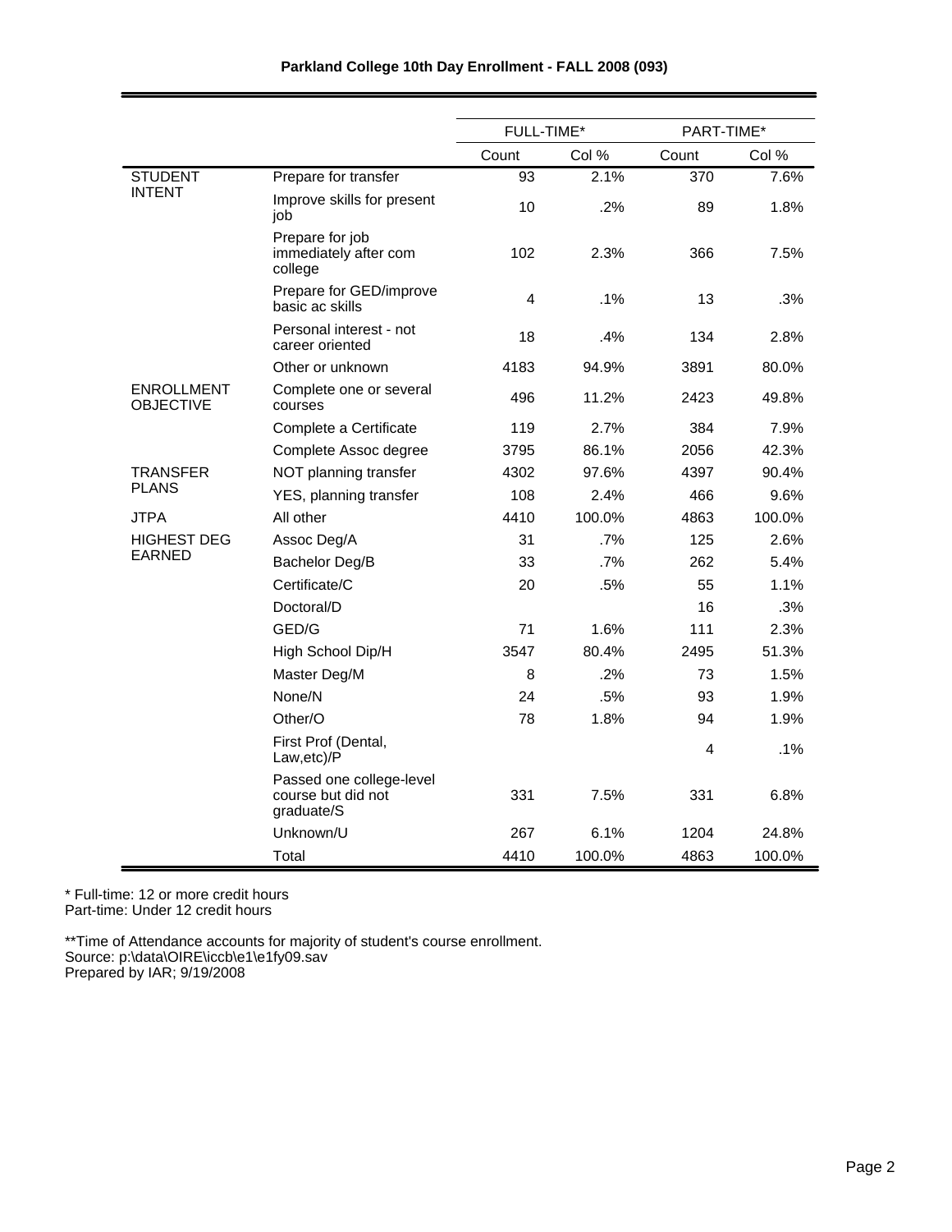# Parkland College 10th Day Enrollment - FALL 2008 (093)

| | | FULL-TIME* | | PART-TIME* | |
|---|---|---|---|---|---|
| | | Count | Col % | Count | Col % |
| STUDENT INTENT | Prepare for transfer | 93 | 2.1% | 370 | 7.6% |
| | Improve skills for present job | 10 | .2% | 89 | 1.8% |
| | Prepare for job immediately after com college | 102 | 2.3% | 366 | 7.5% |
| | Prepare for GED/improve basic ac skills | 4 | .1% | 13 | .3% |
| | Personal interest - not career oriented | 18 | .4% | 134 | 2.8% |
| | Other or unknown | 4183 | 94.9% | 3891 | 80.0% |
| ENROLLMENT OBJECTIVE | Complete one or several courses | 496 | 11.2% | 2423 | 49.8% |
| | Complete a Certificate | 119 | 2.7% | 384 | 7.9% |
| | Complete Assoc degree | 3795 | 86.1% | 2056 | 42.3% |
| TRANSFER PLANS | NOT planning transfer | 4302 | 97.6% | 4397 | 90.4% |
| | YES, planning transfer | 108 | 2.4% | 466 | 9.6% |
| JTPA | All other | 4410 | 100.0% | 4863 | 100.0% |
| HIGHEST DEG EARNED | Assoc Deg/A | 31 | .7% | 125 | 2.6% |
| | Bachelor Deg/B | 33 | .7% | 262 | 5.4% |
| | Certificate/C | 20 | .5% | 55 | 1.1% |
| | Doctoral/D | | | 16 | .3% |
| | GED/G | 71 | 1.6% | 111 | 2.3% |
| | High School Dip/H | 3547 | 80.4% | 2495 | 51.3% |
| | Master Deg/M | 8 | .2% | 73 | 1.5% |
| | None/N | 24 | .5% | 93 | 1.9% |
| | Other/O | 78 | 1.8% | 94 | 1.9% |
| | First Prof (Dental, Law,etc)/P | | | 4 | .1% |
| | Passed one college-level course but did not graduate/S | 331 | 7.5% | 331 | 6.8% |
| | Unknown/U | 267 | 6.1% | 1204 | 24.8% |
| | Total | 4410 | 100.0% | 4863 | 100.0% |

* Full-time: 12 or more credit hours
Part-time: Under 12 credit hours

**Time of Attendance accounts for majority of student's course enrollment.
Source: p:\data\OIRE\iccb\e1\e1fy09.sav
Prepared by IAR; 9/19/2008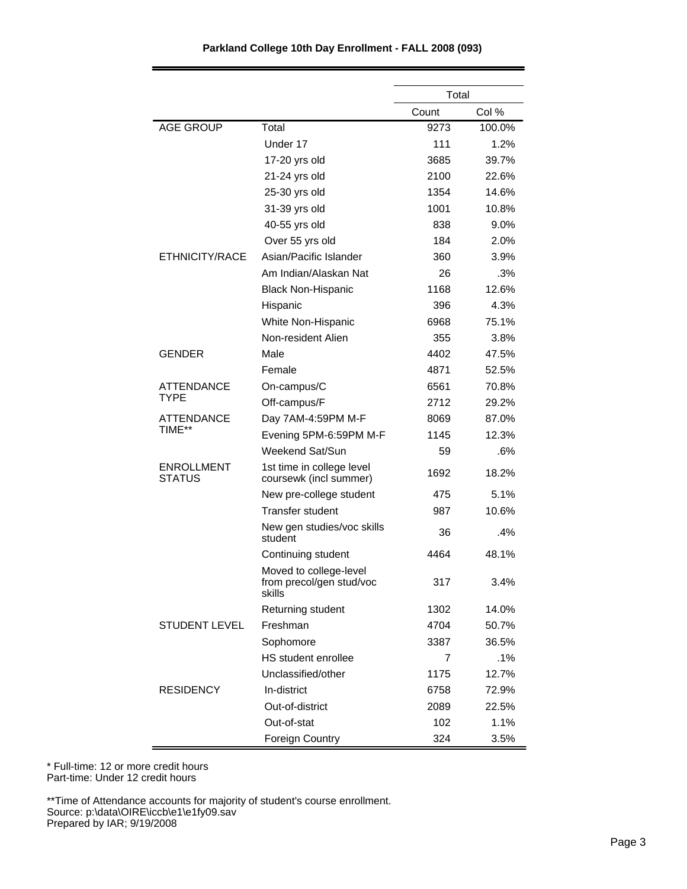**Parkland College 10th Day Enrollment - FALL 2008 (093)**

| | | Total | |
|---|---|---|---|
| | | Count | Col % |
| AGE GROUP | Total | 9273 | 100.0% |
| | Under 17 | 111 | 1.2% |
| | 17-20 yrs old | 3685 | 39.7% |
| | 21-24 yrs old | 2100 | 22.6% |
| | 25-30 yrs old | 1354 | 14.6% |
| | 31-39 yrs old | 1001 | 10.8% |
| | 40-55 yrs old | 838 | 9.0% |
| | Over 55 yrs old | 184 | 2.0% |
| ETHNICITY/RACE | Asian/Pacific Islander | 360 | 3.9% |
| | Am Indian/Alaskan Nat | 26 | .3% |
| | Black Non-Hispanic | 1168 | 12.6% |
| | Hispanic | 396 | 4.3% |
| | White Non-Hispanic | 6968 | 75.1% |
| | Non-resident Alien | 355 | 3.8% |
| GENDER | Male | 4402 | 47.5% |
| | Female | 4871 | 52.5% |
| ATTENDANCE TYPE | On-campus/C | 6561 | 70.8% |
| | Off-campus/F | 2712 | 29.2% |
| ATTENDANCE TIME** | Day 7AM-4:59PM M-F | 8069 | 87.0% |
| | Evening 5PM-6:59PM M-F | 1145 | 12.3% |
| | Weekend Sat/Sun | 59 | .6% |
| ENROLLMENT STATUS | 1st time in college level coursewk (incl summer) | 1692 | 18.2% |
| | New pre-college student | 475 | 5.1% |
| | Transfer student | 987 | 10.6% |
| | New gen studies/voc skills student | 36 | .4% |
| | Continuing student | 4464 | 48.1% |
| | Moved to college-level from precol/gen stud/voc skills | 317 | 3.4% |
| | Returning student | 1302 | 14.0% |
| STUDENT LEVEL | Freshman | 4704 | 50.7% |
| | Sophomore | 3387 | 36.5% |
| | HS student enrollee | 7 | .1% |
| | Unclassified/other | 1175 | 12.7% |
| RESIDENCY | In-district | 6758 | 72.9% |
| | Out-of-district | 2089 | 22.5% |
| | Out-of-stat | 102 | 1.1% |
| | Foreign Country | 324 | 3.5% |

* Full-time: 12 or more credit hours
Part-time: Under 12 credit hours

**Time of Attendance accounts for majority of student's course enrollment.
Source: p:\data\OIRE\iccb\e1\e1fy09.sav
Prepared by IAR; 9/19/2008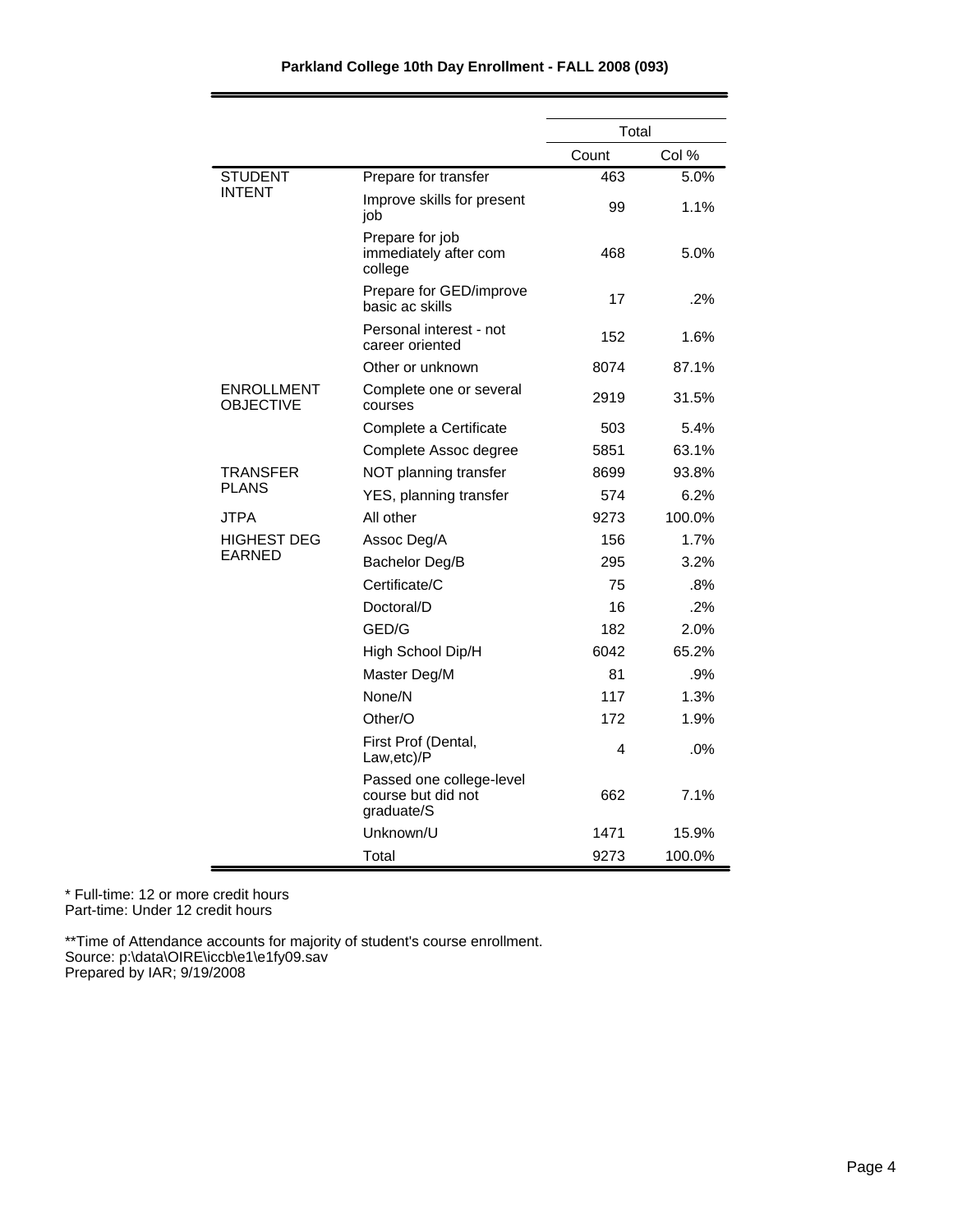**Parkland College 10th Day Enrollment - FALL 2008 (093)**

| | | Total | |
|---|---|---|---|
| | | Count | Col % |
| STUDENT INTENT | Prepare for transfer | 463 | 5.0% |
| | Improve skills for present job | 99 | 1.1% |
| | Prepare for job immediately after com college | 468 | 5.0% |
| | Prepare for GED/improve basic ac skills | 17 | .2% |
| | Personal interest - not career oriented | 152 | 1.6% |
| | Other or unknown | 8074 | 87.1% |
| ENROLLMENT OBJECTIVE | Complete one or several courses | 2919 | 31.5% |
| | Complete a Certificate | 503 | 5.4% |
| | Complete Assoc degree | 5851 | 63.1% |
| TRANSFER PLANS | NOT planning transfer | 8699 | 93.8% |
| | YES, planning transfer | 574 | 6.2% |
| JTPA | All other | 9273 | 100.0% |
| HIGHEST DEG EARNED | Assoc Deg/A | 156 | 1.7% |
| | Bachelor Deg/B | 295 | 3.2% |
| | Certificate/C | 75 | .8% |
| | Doctoral/D | 16 | .2% |
| | GED/G | 182 | 2.0% |
| | High School Dip/H | 6042 | 65.2% |
| | Master Deg/M | 81 | .9% |
| | None/N | 117 | 1.3% |
| | Other/O | 172 | 1.9% |
| | First Prof (Dental, Law,etc)/P | 4 | .0% |
| | Passed one college-level course but did not graduate/S | 662 | 7.1% |
| | Unknown/U | 1471 | 15.9% |
| | Total | 9273 | 100.0% |

* Full-time: 12 or more credit hours
Part-time: Under 12 credit hours

**Time of Attendance accounts for majority of student's course enrollment.
Source: p:\data\OIRE\iccb\e1\e1fy09.sav
Prepared by IAR; 9/19/2008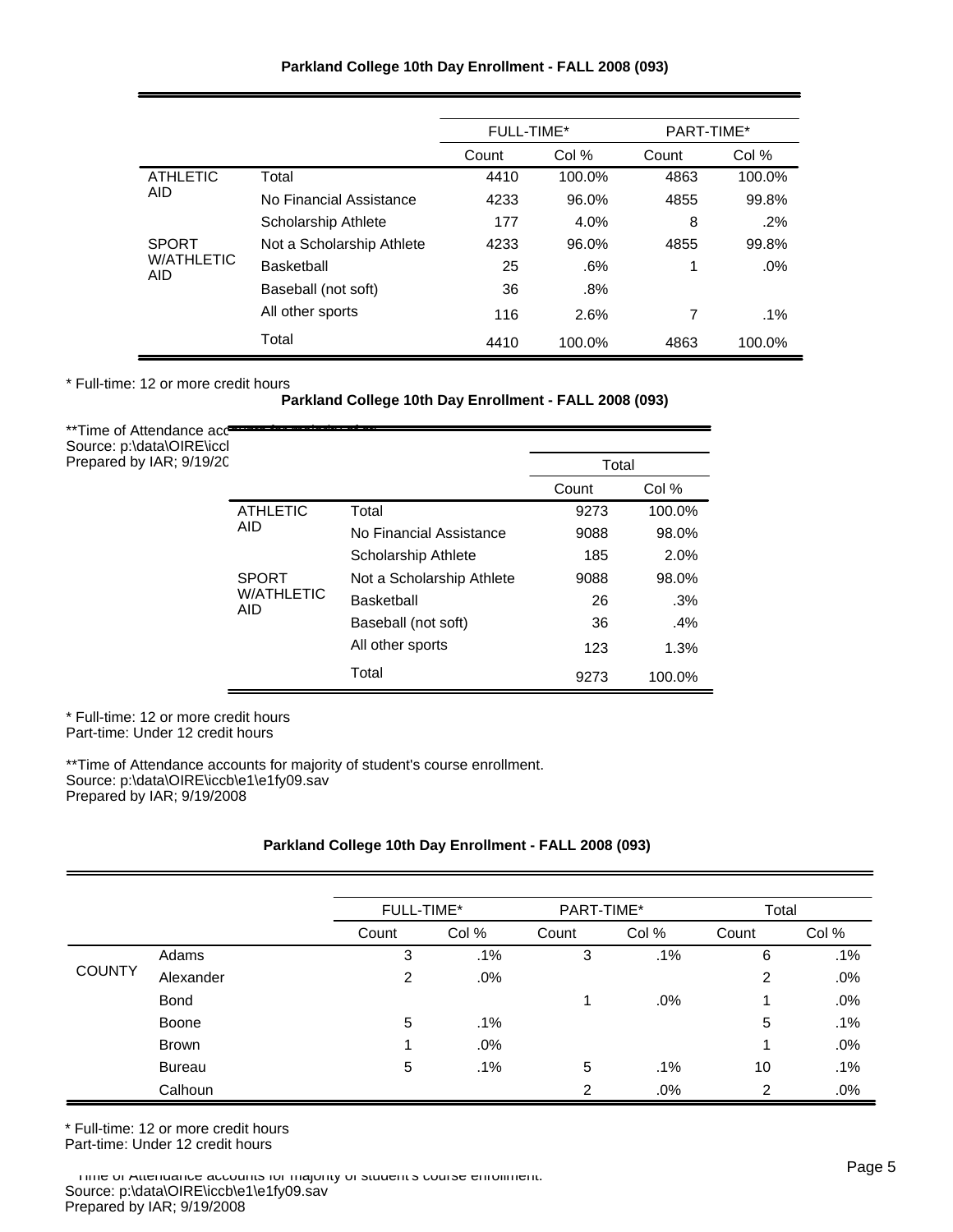### Parkland College 10th Day Enrollment - FALL 2008 (093)

| | | FULL-TIME* | | PART-TIME* | |
|---|---|---|---|---|---|
| | | Count | Col % | Count | Col % |
| ATHLETIC AID | Total | 4410 | 100.0% | 4863 | 100.0% |
| | No Financial Assistance | 4233 | 96.0% | 4855 | 99.8% |
| | Scholarship Athlete | 177 | 4.0% | 8 | .2% |
| SPORT W/ATHLETIC AID | Not a Scholarship Athlete | 4233 | 96.0% | 4855 | 99.8% |
| | Basketball | 25 | .6% | 1 | .0% |
| | Baseball (not soft) | 36 | .8% | | |
| | All other sports | 116 | 2.6% | 7 | .1% |
| | Total | 4410 | 100.0% | 4863 | 100.0% |

* Full-time: 12 or more credit hours

### Parkland College 10th Day Enrollment - FALL 2008 (093)

| | | Total | |
|---|---|---|---|
| | | Count | Col % |
| ATHLETIC AID | Total | 9273 | 100.0% |
| | No Financial Assistance | 9088 | 98.0% |
| | Scholarship Athlete | 185 | 2.0% |
| SPORT W/ATHLETIC AID | Not a Scholarship Athlete | 9088 | 98.0% |
| | Basketball | 26 | .3% |
| | Baseball (not soft) | 36 | .4% |
| | All other sports | 123 | 1.3% |
| | Total | 9273 | 100.0% |

* Full-time: 12 or more credit hours
Part-time: Under 12 credit hours

**Time of Attendance accounts for majority of student's course enrollment.
Source: p:\data\OIRE\iccb\e1\e1fy09.sav
Prepared by IAR; 9/19/2008

### Parkland College 10th Day Enrollment - FALL 2008 (093)

| | | FULL-TIME* | | PART-TIME* | | Total | |
|---|---|---|---|---|---|---|---|
| | | Count | Col % | Count | Col % | Count | Col % |
| COUNTY | Adams | 3 | .1% | 3 | .1% | 6 | .1% |
| | Alexander | 2 | .0% | | | 2 | .0% |
| | Bond | | | 1 | .0% | 1 | .0% |
| | Boone | 5 | .1% | | | 5 | .1% |
| | Brown | 1 | .0% | | | 1 | .0% |
| | Bureau | 5 | .1% | 5 | .1% | 10 | .1% |
| | Calhoun | | | 2 | .0% | 2 | .0% |

* Full-time: 12 or more credit hours
Part-time: Under 12 credit hours

**Time of Attendance accounts for majority of student's course enrollment.
Source: p:\data\OIRE\iccb\e1\e1fy09.sav
Prepared by IAR; 9/19/2008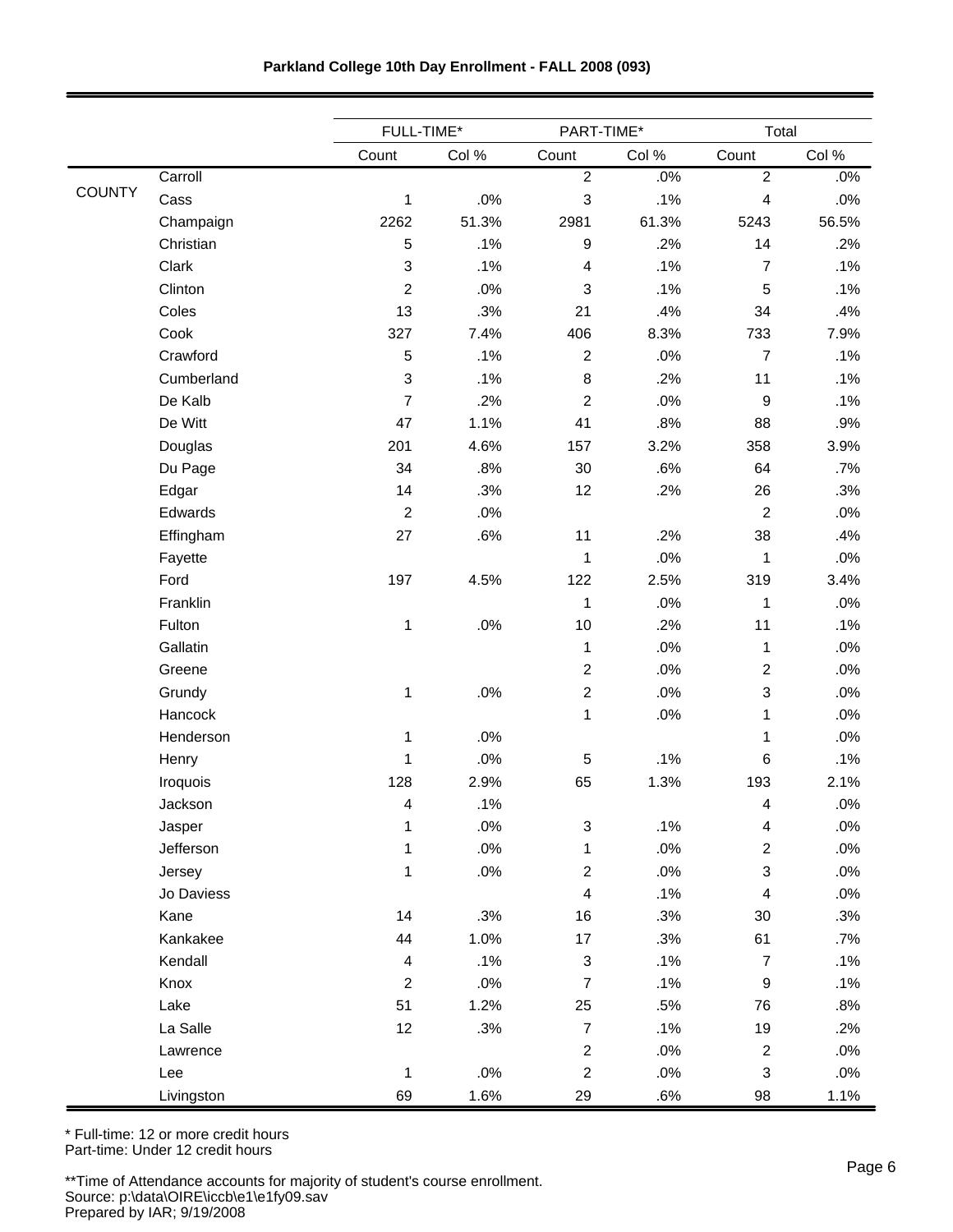**Parkland College 10th Day Enrollment - FALL 2008 (093)**

| | | FULL-TIME* | | PART-TIME* | | Total | |
|---|---|---|---|---|---|---|---|
| | | Count | Col % | Count | Col % | Count | Col % |
| COUNTY | Carroll | | | 2 | .0% | 2 | .0% |
| | Cass | 1 | .0% | 3 | .1% | 4 | .0% |
| | Champaign | 2262 | 51.3% | 2981 | 61.3% | 5243 | 56.5% |
| | Christian | 5 | .1% | 9 | .2% | 14 | .2% |
| | Clark | 3 | .1% | 4 | .1% | 7 | .1% |
| | Clinton | 2 | .0% | 3 | .1% | 5 | .1% |
| | Coles | 13 | .3% | 21 | .4% | 34 | .4% |
| | Cook | 327 | 7.4% | 406 | 8.3% | 733 | 7.9% |
| | Crawford | 5 | .1% | 2 | .0% | 7 | .1% |
| | Cumberland | 3 | .1% | 8 | .2% | 11 | .1% |
| | De Kalb | 7 | .2% | 2 | .0% | 9 | .1% |
| | De Witt | 47 | 1.1% | 41 | .8% | 88 | .9% |
| | Douglas | 201 | 4.6% | 157 | 3.2% | 358 | 3.9% |
| | Du Page | 34 | .8% | 30 | .6% | 64 | .7% |
| | Edgar | 14 | .3% | 12 | .2% | 26 | .3% |
| | Edwards | 2 | .0% | | | 2 | .0% |
| | Effingham | 27 | .6% | 11 | .2% | 38 | .4% |
| | Fayette | | | 1 | .0% | 1 | .0% |
| | Ford | 197 | 4.5% | 122 | 2.5% | 319 | 3.4% |
| | Franklin | | | 1 | .0% | 1 | .0% |
| | Fulton | 1 | .0% | 10 | .2% | 11 | .1% |
| | Gallatin | | | 1 | .0% | 1 | .0% |
| | Greene | | | 2 | .0% | 2 | .0% |
| | Grundy | 1 | .0% | 2 | .0% | 3 | .0% |
| | Hancock | | | 1 | .0% | 1 | .0% |
| | Henderson | 1 | .0% | | | 1 | .0% |
| | Henry | 1 | .0% | 5 | .1% | 6 | .1% |
| | Iroquois | 128 | 2.9% | 65 | 1.3% | 193 | 2.1% |
| | Jackson | 4 | .1% | | | 4 | .0% |
| | Jasper | 1 | .0% | 3 | .1% | 4 | .0% |
| | Jefferson | 1 | .0% | 1 | .0% | 2 | .0% |
| | Jersey | 1 | .0% | 2 | .0% | 3 | .0% |
| | Jo Daviess | | | 4 | .1% | 4 | .0% |
| | Kane | 14 | .3% | 16 | .3% | 30 | .3% |
| | Kankakee | 44 | 1.0% | 17 | .3% | 61 | .7% |
| | Kendall | 4 | .1% | 3 | .1% | 7 | .1% |
| | Knox | 2 | .0% | 7 | .1% | 9 | .1% |
| | Lake | 51 | 1.2% | 25 | .5% | 76 | .8% |
| | La Salle | 12 | .3% | 7 | .1% | 19 | .2% |
| | Lawrence | | | 2 | .0% | 2 | .0% |
| | Lee | 1 | .0% | 2 | .0% | 3 | .0% |
| | Livingston | 69 | 1.6% | 29 | .6% | 98 | 1.1% |

\* Full-time: 12 or more credit hours
Part-time: Under 12 credit hours

**Time of Attendance accounts for majority of student's course enrollment.
Source: p:\data\OIRE\iccb\e1\e1fy09.sav
Prepared by IAR; 9/19/2008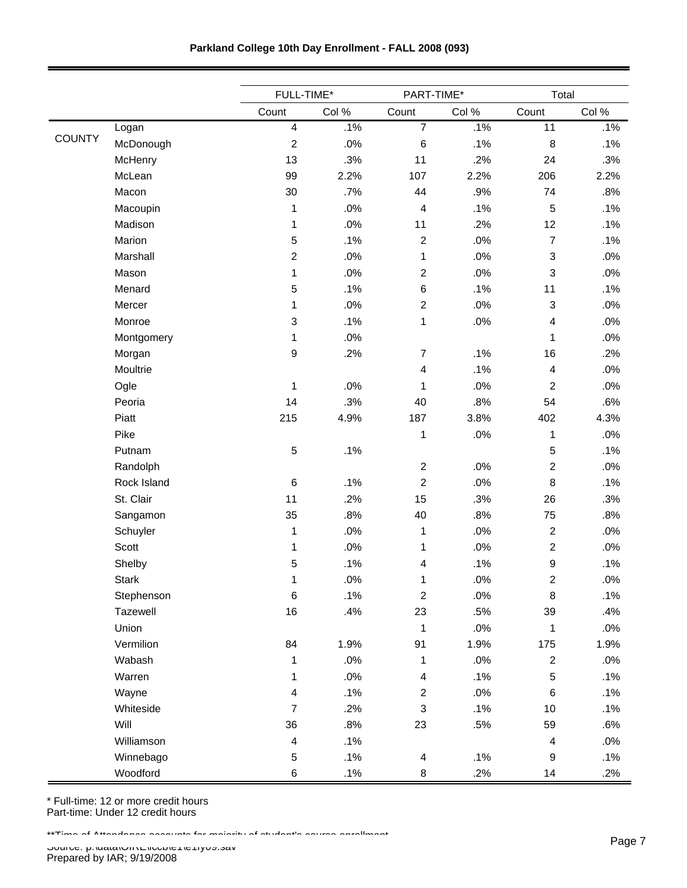**Parkland College 10th Day Enrollment - FALL 2008 (093)**

| | | FULL-TIME* | | PART-TIME* | | Total | |
|---|---|---|---|---|---|---|---|
| | | Count | Col % | Count | Col % | Count | Col % |
| COUNTY | Logan | 4 | .1% | 7 | .1% | 11 | .1% |
| | McDonough | 2 | .0% | 6 | .1% | 8 | .1% |
| | McHenry | 13 | .3% | 11 | .2% | 24 | .3% |
| | McLean | 99 | 2.2% | 107 | 2.2% | 206 | 2.2% |
| | Macon | 30 | .7% | 44 | .9% | 74 | .8% |
| | Macoupin | 1 | .0% | 4 | .1% | 5 | .1% |
| | Madison | 1 | .0% | 11 | .2% | 12 | .1% |
| | Marion | 5 | .1% | 2 | .0% | 7 | .1% |
| | Marshall | 2 | .0% | 1 | .0% | 3 | .0% |
| | Mason | 1 | .0% | 2 | .0% | 3 | .0% |
| | Menard | 5 | .1% | 6 | .1% | 11 | .1% |
| | Mercer | 1 | .0% | 2 | .0% | 3 | .0% |
| | Monroe | 3 | .1% | 1 | .0% | 4 | .0% |
| | Montgomery | 1 | .0% | | | 1 | .0% |
| | Morgan | 9 | .2% | 7 | .1% | 16 | .2% |
| | Moultrie | | | 4 | .1% | 4 | .0% |
| | Ogle | 1 | .0% | 1 | .0% | 2 | .0% |
| | Peoria | 14 | .3% | 40 | .8% | 54 | .6% |
| | Piatt | 215 | 4.9% | 187 | 3.8% | 402 | 4.3% |
| | Pike | | | 1 | .0% | 1 | .0% |
| | Putnam | 5 | .1% | | | 5 | .1% |
| | Randolph | | | 2 | .0% | 2 | .0% |
| | Rock Island | 6 | .1% | 2 | .0% | 8 | .1% |
| | St. Clair | 11 | .2% | 15 | .3% | 26 | .3% |
| | Sangamon | 35 | .8% | 40 | .8% | 75 | .8% |
| | Schuyler | 1 | .0% | 1 | .0% | 2 | .0% |
| | Scott | 1 | .0% | 1 | .0% | 2 | .0% |
| | Shelby | 5 | .1% | 4 | .1% | 9 | .1% |
| | Stark | 1 | .0% | 1 | .0% | 2 | .0% |
| | Stephenson | 6 | .1% | 2 | .0% | 8 | .1% |
| | Tazewell | 16 | .4% | 23 | .5% | 39 | .4% |
| | Union | | | 1 | .0% | 1 | .0% |
| | Vermilion | 84 | 1.9% | 91 | 1.9% | 175 | 1.9% |
| | Wabash | 1 | .0% | 1 | .0% | 2 | .0% |
| | Warren | 1 | .0% | 4 | .1% | 5 | .1% |
| | Wayne | 4 | .1% | 2 | .0% | 6 | .1% |
| | Whiteside | 7 | .2% | 3 | .1% | 10 | .1% |
| | Will | 36 | .8% | 23 | .5% | 59 | .6% |
| | Williamson | 4 | .1% | | | 4 | .0% |
| | Winnebago | 5 | .1% | 4 | .1% | 9 | .1% |
| | Woodford | 6 | .1% | 8 | .2% | 14 | .2% |

* Full-time: 12 or more credit hours
Part-time: Under 12 credit hours

**Time of Attendance accounts for majority of student's course enrollment

Source: p:\data\OIRE\iccb\e1\e1fy09.sav
Prepared by IAR; 9/19/2008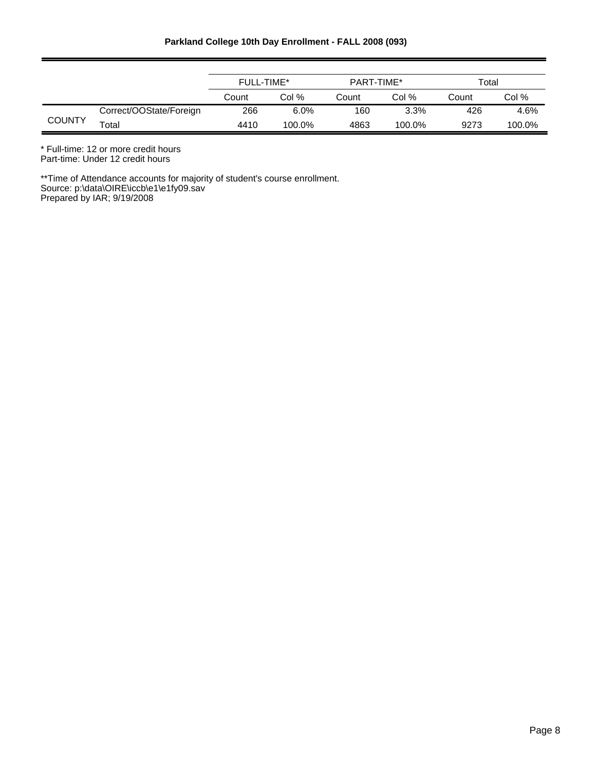**Parkland College 10th Day Enrollment - FALL 2008 (093)**

| | | FULL-TIME* | | PART-TIME* | | Total | |
|---|---|---|---|---|---|---|---|
| | | Count | Col % | Count | Col % | Count | Col % |
| COUNTY | Correct/OOState/Foreign | 266 | 6.0% | 160 | 3.3% | 426 | 4.6% |
| | Total | 4410 | 100.0% | 4863 | 100.0% | 9273 | 100.0% |

* Full-time: 12 or more credit hours
Part-time: Under 12 credit hours

**Time of Attendance accounts for majority of student's course enrollment.
Source: p:\data\OIRE\iccb\e1\e1fy09.sav
Prepared by IAR; 9/19/2008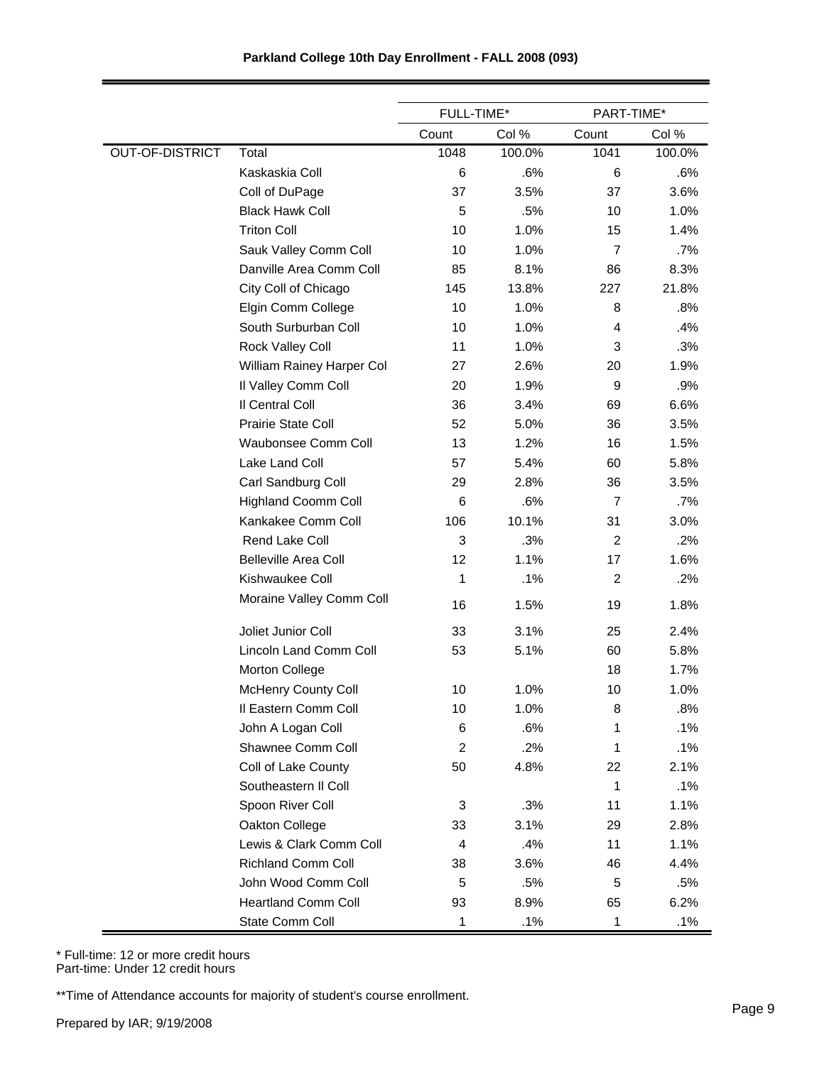**Parkland College 10th Day Enrollment - FALL 2008 (093)**

| | | FULL-TIME* | | PART-TIME* | |
|---|---|---|---|---|---|
| | | Count | Col % | Count | Col % |
| OUT-OF-DISTRICT | Total | 1048 | 100.0% | 1041 | 100.0% |
| | Kaskaskia Coll | 6 | .6% | 6 | .6% |
| | Coll of DuPage | 37 | 3.5% | 37 | 3.6% |
| | Black Hawk Coll | 5 | .5% | 10 | 1.0% |
| | Triton Coll | 10 | 1.0% | 15 | 1.4% |
| | Sauk Valley Comm Coll | 10 | 1.0% | 7 | .7% |
| | Danville Area Comm Coll | 85 | 8.1% | 86 | 8.3% |
| | City Coll of Chicago | 145 | 13.8% | 227 | 21.8% |
| | Elgin Comm College | 10 | 1.0% | 8 | .8% |
| | South Surburban Coll | 10 | 1.0% | 4 | .4% |
| | Rock Valley Coll | 11 | 1.0% | 3 | .3% |
| | William Rainey Harper Col | 27 | 2.6% | 20 | 1.9% |
| | Il Valley Comm Coll | 20 | 1.9% | 9 | .9% |
| | Il Central Coll | 36 | 3.4% | 69 | 6.6% |
| | Prairie State Coll | 52 | 5.0% | 36 | 3.5% |
| | Waubonsee Comm Coll | 13 | 1.2% | 16 | 1.5% |
| | Lake Land Coll | 57 | 5.4% | 60 | 5.8% |
| | Carl Sandburg Coll | 29 | 2.8% | 36 | 3.5% |
| | Highland Coomm Coll | 6 | .6% | 7 | .7% |
| | Kankakee Comm Coll | 106 | 10.1% | 31 | 3.0% |
| | Rend Lake Coll | 3 | .3% | 2 | .2% |
| | Belleville Area Coll | 12 | 1.1% | 17 | 1.6% |
| | Kishwaukee Coll | 1 | .1% | 2 | .2% |
| | Moraine Valley Comm Coll | 16 | 1.5% | 19 | 1.8% |
| | Joliet Junior Coll | 33 | 3.1% | 25 | 2.4% |
| | Lincoln Land Comm Coll | 53 | 5.1% | 60 | 5.8% |
| | Morton College | | | 18 | 1.7% |
| | McHenry County Coll | 10 | 1.0% | 10 | 1.0% |
| | Il Eastern Comm Coll | 10 | 1.0% | 8 | .8% |
| | John A Logan Coll | 6 | .6% | 1 | .1% |
| | Shawnee Comm Coll | 2 | .2% | 1 | .1% |
| | Coll of Lake County | 50 | 4.8% | 22 | 2.1% |
| | Southeastern Il Coll | | | 1 | .1% |
| | Spoon River Coll | 3 | .3% | 11 | 1.1% |
| | Oakton College | 33 | 3.1% | 29 | 2.8% |
| | Lewis & Clark Comm Coll | 4 | .4% | 11 | 1.1% |
| | Richland Comm Coll | 38 | 3.6% | 46 | 4.4% |
| | John Wood Comm Coll | 5 | .5% | 5 | .5% |
| | Heartland Comm Coll | 93 | 8.9% | 65 | 6.2% |
| | State Comm Coll | 1 | .1% | 1 | .1% |

* Full-time: 12 or more credit hours
Part-time: Under 12 credit hours

**Time of Attendance accounts for majority of student's course enrollment.

Prepared by IAR; 9/19/2008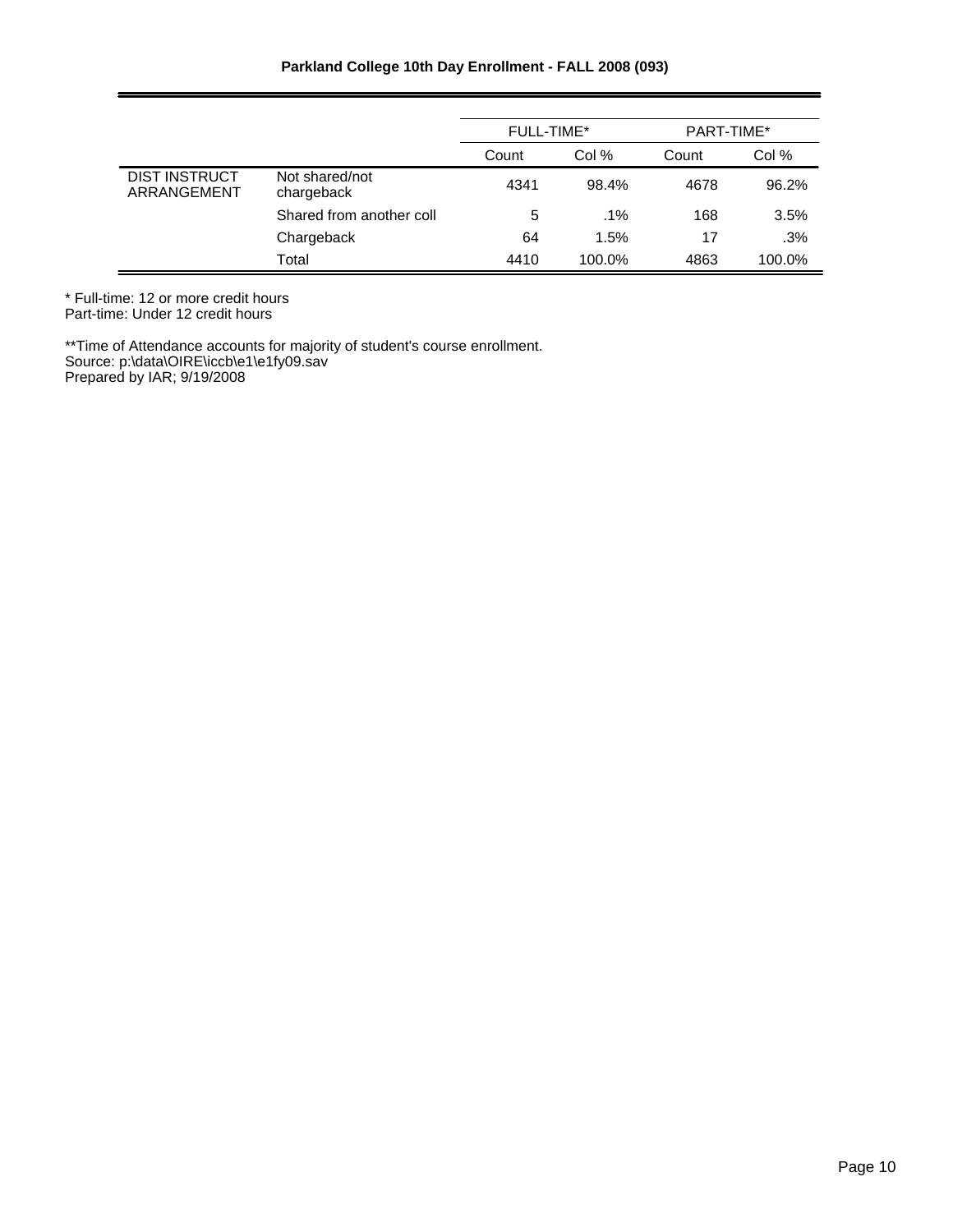**Parkland College 10th Day Enrollment - FALL 2008 (093)**

| | | FULL-TIME* | | PART-TIME* | |
|---|---|---|---|---|---|
| | | Count | Col % | Count | Col % |
| DIST INSTRUCT ARRANGEMENT | Not shared/not chargeback | 4341 | 98.4% | 4678 | 96.2% |
| | Shared from another coll | 5 | .1% | 168 | 3.5% |
| | Chargeback | 64 | 1.5% | 17 | .3% |
| | Total | 4410 | 100.0% | 4863 | 100.0% |

* Full-time: 12 or more credit hours
Part-time: Under 12 credit hours

**Time of Attendance accounts for majority of student's course enrollment.
Source: p:\data\OIRE\iccb\e1\e1fy09.sav
Prepared by IAR; 9/19/2008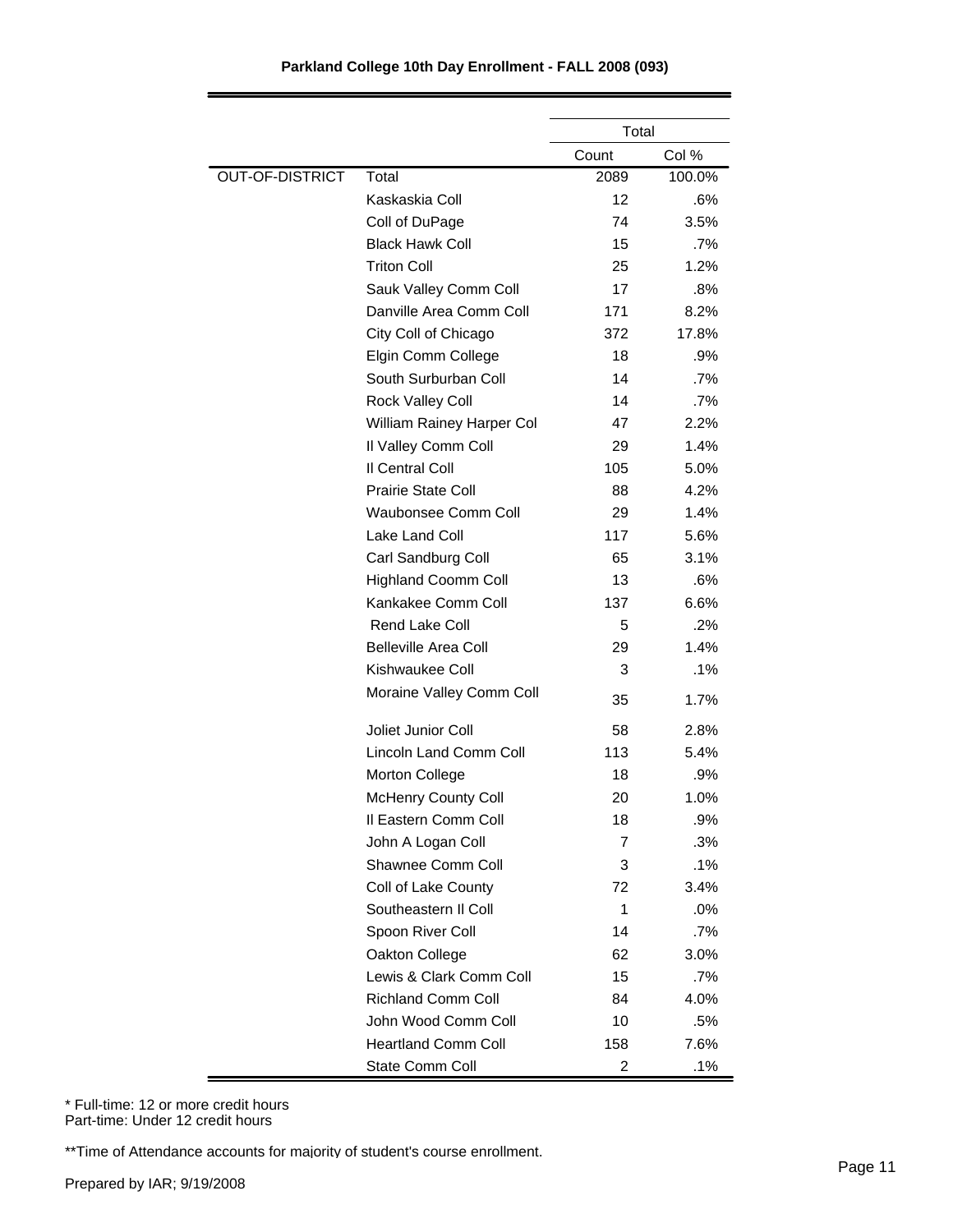# Parkland College 10th Day Enrollment - FALL 2008 (093)

| | | Total | |
|---|---|---|---|
| | | Count | Col % |
| OUT-OF-DISTRICT | Total | 2089 | 100.0% |
| | Kaskaskia Coll | 12 | .6% |
| | Coll of DuPage | 74 | 3.5% |
| | Black Hawk Coll | 15 | .7% |
| | Triton Coll | 25 | 1.2% |
| | Sauk Valley Comm Coll | 17 | .8% |
| | Danville Area Comm Coll | 171 | 8.2% |
| | City Coll of Chicago | 372 | 17.8% |
| | Elgin Comm College | 18 | .9% |
| | South Surburban Coll | 14 | .7% |
| | Rock Valley Coll | 14 | .7% |
| | William Rainey Harper Col | 47 | 2.2% |
| | Il Valley Comm Coll | 29 | 1.4% |
| | Il Central Coll | 105 | 5.0% |
| | Prairie State Coll | 88 | 4.2% |
| | Waubonsee Comm Coll | 29 | 1.4% |
| | Lake Land Coll | 117 | 5.6% |
| | Carl Sandburg Coll | 65 | 3.1% |
| | Highland Coomm Coll | 13 | .6% |
| | Kankakee Comm Coll | 137 | 6.6% |
| | Rend Lake Coll | 5 | .2% |
| | Belleville Area Coll | 29 | 1.4% |
| | Kishwaukee Coll | 3 | .1% |
| | Moraine Valley Comm Coll | 35 | 1.7% |
| | Joliet Junior Coll | 58 | 2.8% |
| | Lincoln Land Comm Coll | 113 | 5.4% |
| | Morton College | 18 | .9% |
| | McHenry County Coll | 20 | 1.0% |
| | Il Eastern Comm Coll | 18 | .9% |
| | John A Logan Coll | 7 | .3% |
| | Shawnee Comm Coll | 3 | .1% |
| | Coll of Lake County | 72 | 3.4% |
| | Southeastern Il Coll | 1 | .0% |
| | Spoon River Coll | 14 | .7% |
| | Oakton College | 62 | 3.0% |
| | Lewis & Clark Comm Coll | 15 | .7% |
| | Richland Comm Coll | 84 | 4.0% |
| | John Wood Comm Coll | 10 | .5% |
| | Heartland Comm Coll | 158 | 7.6% |
| | State Comm Coll | 2 | .1% |

* Full-time: 12 or more credit hours
Part-time: Under 12 credit hours

**Time of Attendance accounts for majority of student's course enrollment.

Prepared by IAR; 9/19/2008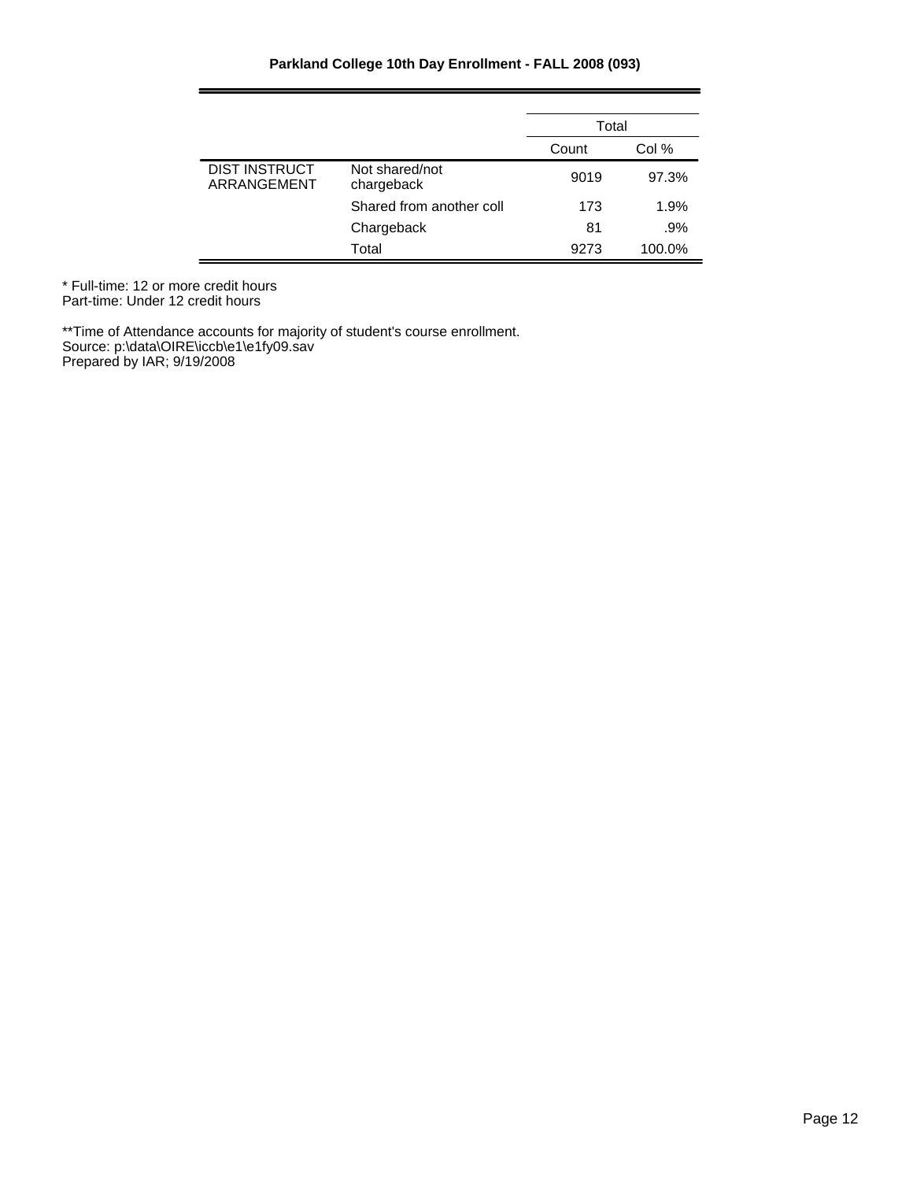**Parkland College 10th Day Enrollment - FALL 2008 (093)**

| | | Total | |
|---|---|---|---|
| | | Count | Col % |
| DIST INSTRUCT ARRANGEMENT | Not shared/not chargeback | 9019 | 97.3% |
| | Shared from another coll | 173 | 1.9% |
| | Chargeback | 81 | .9% |
| | Total | 9273 | 100.0% |

* Full-time: 12 or more credit hours
Part-time: Under 12 credit hours

**Time of Attendance accounts for majority of student's course enrollment.
Source: p:\data\OIRE\iccb\e1\e1fy09.sav
Prepared by IAR; 9/19/2008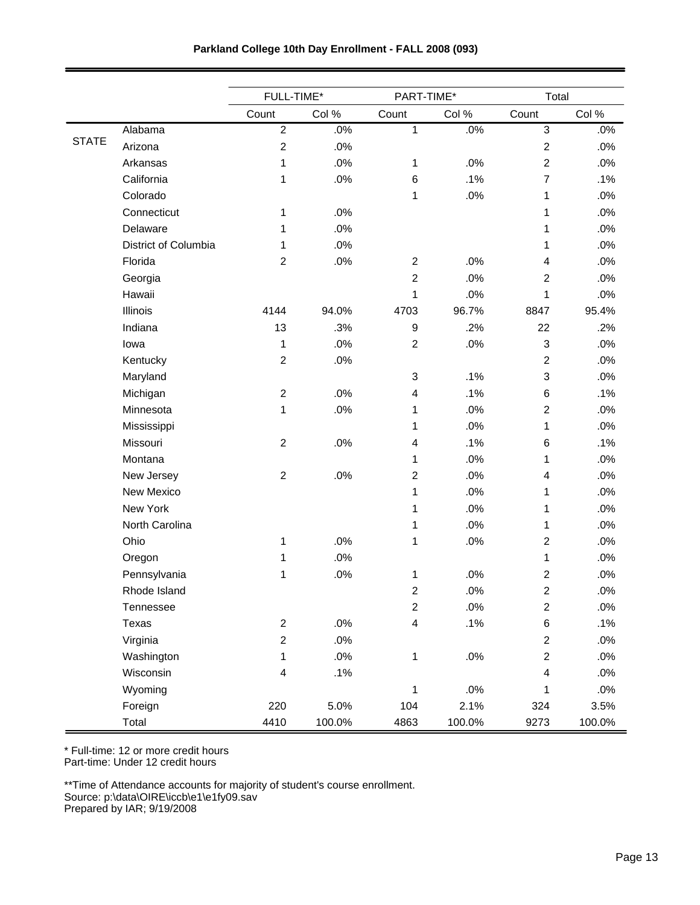**Parkland College 10th Day Enrollment - FALL 2008 (093)**

| | | FULL-TIME* | | PART-TIME* | | Total | |
|---|---|---|---|---|---|---|---|
| | | Count | Col % | Count | Col % | Count | Col % |
| STATE | Alabama | 2 | .0% | 1 | .0% | 3 | .0% |
| | Arizona | 2 | .0% | | | 2 | .0% |
| | Arkansas | 1 | .0% | 1 | .0% | 2 | .0% |
| | California | 1 | .0% | 6 | .1% | 7 | .1% |
| | Colorado | | | 1 | .0% | 1 | .0% |
| | Connecticut | 1 | .0% | | | 1 | .0% |
| | Delaware | 1 | .0% | | | 1 | .0% |
| | District of Columbia | 1 | .0% | | | 1 | .0% |
| | Florida | 2 | .0% | 2 | .0% | 4 | .0% |
| | Georgia | | | 2 | .0% | 2 | .0% |
| | Hawaii | | | 1 | .0% | 1 | .0% |
| | Illinois | 4144 | 94.0% | 4703 | 96.7% | 8847 | 95.4% |
| | Indiana | 13 | .3% | 9 | .2% | 22 | .2% |
| | Iowa | 1 | .0% | 2 | .0% | 3 | .0% |
| | Kentucky | 2 | .0% | | | 2 | .0% |
| | Maryland | | | 3 | .1% | 3 | .0% |
| | Michigan | 2 | .0% | 4 | .1% | 6 | .1% |
| | Minnesota | 1 | .0% | 1 | .0% | 2 | .0% |
| | Mississippi | | | 1 | .0% | 1 | .0% |
| | Missouri | 2 | .0% | 4 | .1% | 6 | .1% |
| | Montana | | | 1 | .0% | 1 | .0% |
| | New Jersey | 2 | .0% | 2 | .0% | 4 | .0% |
| | New Mexico | | | 1 | .0% | 1 | .0% |
| | New York | | | 1 | .0% | 1 | .0% |
| | North Carolina | | | 1 | .0% | 1 | .0% |
| | Ohio | 1 | .0% | 1 | .0% | 2 | .0% |
| | Oregon | 1 | .0% | | | 1 | .0% |
| | Pennsylvania | 1 | .0% | 1 | .0% | 2 | .0% |
| | Rhode Island | | | 2 | .0% | 2 | .0% |
| | Tennessee | | | 2 | .0% | 2 | .0% |
| | Texas | 2 | .0% | 4 | .1% | 6 | .1% |
| | Virginia | 2 | .0% | | | 2 | .0% |
| | Washington | 1 | .0% | 1 | .0% | 2 | .0% |
| | Wisconsin | 4 | .1% | | | 4 | .0% |
| | Wyoming | | | 1 | .0% | 1 | .0% |
| | Foreign | 220 | 5.0% | 104 | 2.1% | 324 | 3.5% |
| | Total | 4410 | 100.0% | 4863 | 100.0% | 9273 | 100.0% |

\* Full-time: 12 or more credit hours
Part-time: Under 12 credit hours

\*\*Time of Attendance accounts for majority of student's course enrollment.
Source: p:\data\OIRE\iccb\e1\e1fy09.sav
Prepared by IAR; 9/19/2008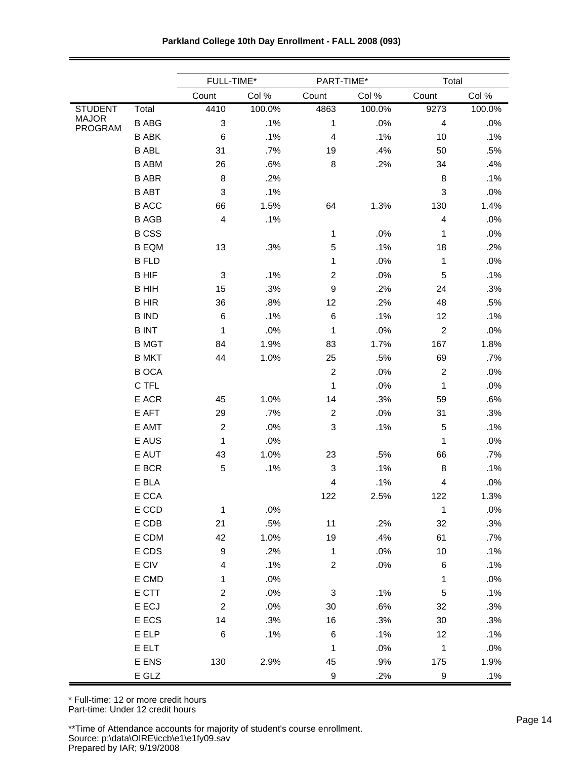**Parkland College 10th Day Enrollment - FALL 2008 (093)**

| | | FULL-TIME* | | PART-TIME* | | Total | |
|---|---|---|---|---|---|---|---|
| | | Count | Col % | Count | Col % | Count | Col % |
| STUDENT MAJOR PROGRAM | Total | 4410 | 100.0% | 4863 | 100.0% | 9273 | 100.0% |
| | B ABG | 3 | .1% | 1 | .0% | 4 | .0% |
| | B ABK | 6 | .1% | 4 | .1% | 10 | .1% |
| | B ABL | 31 | .7% | 19 | .4% | 50 | .5% |
| | B ABM | 26 | .6% | 8 | .2% | 34 | .4% |
| | B ABR | 8 | .2% | | | 8 | .1% |
| | B ABT | 3 | .1% | | | 3 | .0% |
| | B ACC | 66 | 1.5% | 64 | 1.3% | 130 | 1.4% |
| | B AGB | 4 | .1% | | | 4 | .0% |
| | B CSS | | | 1 | .0% | 1 | .0% |
| | B EQM | 13 | .3% | 5 | .1% | 18 | .2% |
| | B FLD | | | 1 | .0% | 1 | .0% |
| | B HIF | 3 | .1% | 2 | .0% | 5 | .1% |
| | B HIH | 15 | .3% | 9 | .2% | 24 | .3% |
| | B HIR | 36 | .8% | 12 | .2% | 48 | .5% |
| | B IND | 6 | .1% | 6 | .1% | 12 | .1% |
| | B INT | 1 | .0% | 1 | .0% | 2 | .0% |
| | B MGT | 84 | 1.9% | 83 | 1.7% | 167 | 1.8% |
| | B MKT | 44 | 1.0% | 25 | .5% | 69 | .7% |
| | B OCA | | | 2 | .0% | 2 | .0% |
| | C TFL | | | 1 | .0% | 1 | .0% |
| | E ACR | 45 | 1.0% | 14 | .3% | 59 | .6% |
| | E AFT | 29 | .7% | 2 | .0% | 31 | .3% |
| | E AMT | 2 | .0% | 3 | .1% | 5 | .1% |
| | E AUS | 1 | .0% | | | 1 | .0% |
| | E AUT | 43 | 1.0% | 23 | .5% | 66 | .7% |
| | E BCR | 5 | .1% | 3 | .1% | 8 | .1% |
| | E BLA | | | 4 | .1% | 4 | .0% |
| | E CCA | | | 122 | 2.5% | 122 | 1.3% |
| | E CCD | 1 | .0% | | | 1 | .0% |
| | E CDB | 21 | .5% | 11 | .2% | 32 | .3% |
| | E CDM | 42 | 1.0% | 19 | .4% | 61 | .7% |
| | E CDS | 9 | .2% | 1 | .0% | 10 | .1% |
| | E CIV | 4 | .1% | 2 | .0% | 6 | .1% |
| | E CMD | 1 | .0% | | | 1 | .0% |
| | E CTT | 2 | .0% | 3 | .1% | 5 | .1% |
| | E ECJ | 2 | .0% | 30 | .6% | 32 | .3% |
| | E ECS | 14 | .3% | 16 | .3% | 30 | .3% |
| | E ELP | 6 | .1% | 6 | .1% | 12 | .1% |
| | E ELT | | | 1 | .0% | 1 | .0% |
| | E ENS | 130 | 2.9% | 45 | .9% | 175 | 1.9% |
| | E GLZ | | | 9 | .2% | 9 | .1% |

* Full-time: 12 or more credit hours
Part-time: Under 12 credit hours

**Time of Attendance accounts for majority of student's course enrollment.
Source: p:\data\OIRE\iccb\e1\e1fy09.sav
Prepared by IAR; 9/19/2008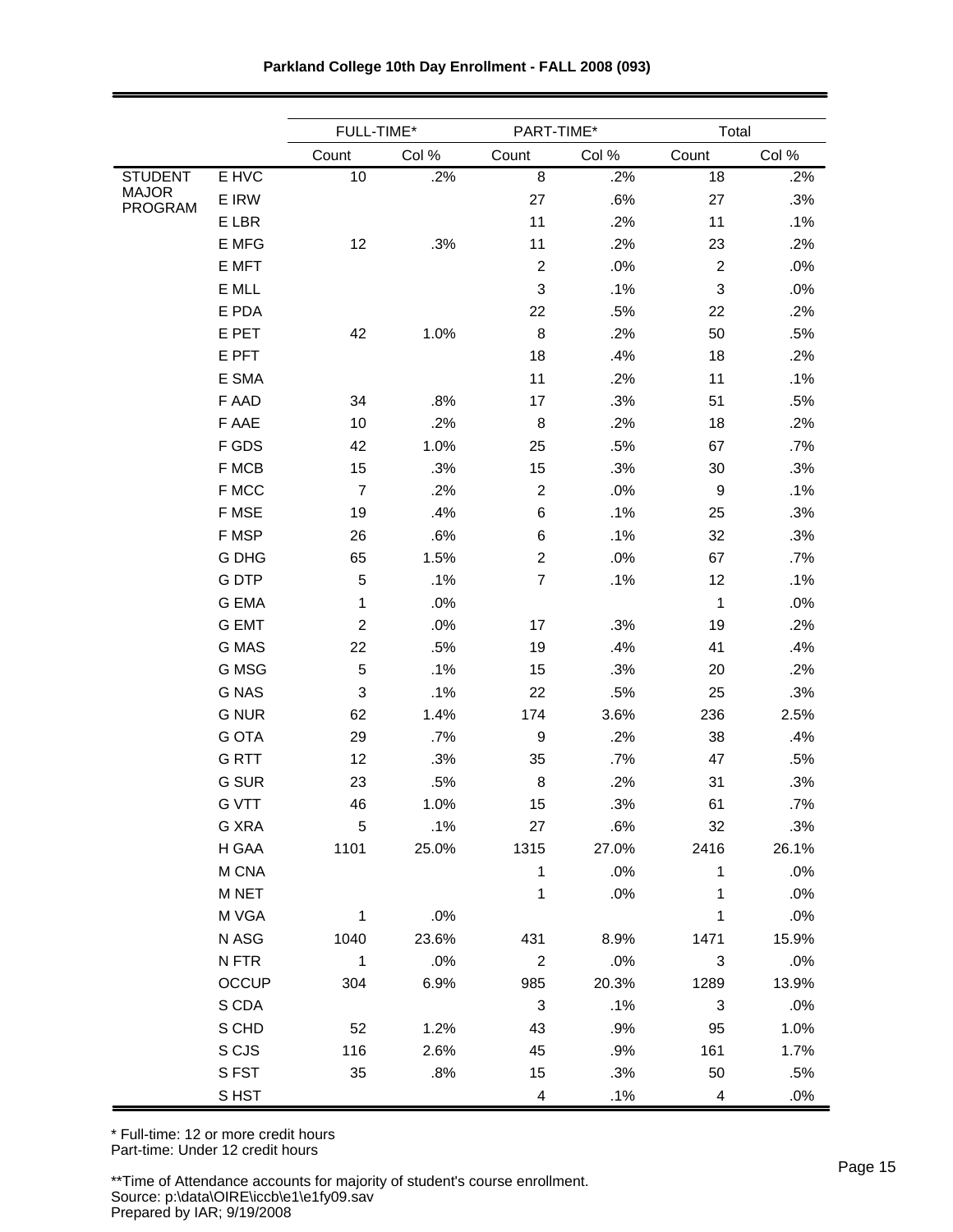**Parkland College 10th Day Enrollment - FALL 2008 (093)**

| | | FULL-TIME* | | PART-TIME* | | Total | |
|---|---|---|---|---|---|---|---|
| | | Count | Col % | Count | Col % | Count | Col % |
| STUDENT MAJOR PROGRAM | E HVC | 10 | .2% | 8 | .2% | 18 | .2% |
| | E IRW | | | 27 | .6% | 27 | .3% |
| | E LBR | | | 11 | .2% | 11 | .1% |
| | E MFG | 12 | .3% | 11 | .2% | 23 | .2% |
| | E MFT | | | 2 | .0% | 2 | .0% |
| | E MLL | | | 3 | .1% | 3 | .0% |
| | E PDA | | | 22 | .5% | 22 | .2% |
| | E PET | 42 | 1.0% | 8 | .2% | 50 | .5% |
| | E PFT | | | 18 | .4% | 18 | .2% |
| | E SMA | | | 11 | .2% | 11 | .1% |
| | F AAD | 34 | .8% | 17 | .3% | 51 | .5% |
| | F AAE | 10 | .2% | 8 | .2% | 18 | .2% |
| | F GDS | 42 | 1.0% | 25 | .5% | 67 | .7% |
| | F MCB | 15 | .3% | 15 | .3% | 30 | .3% |
| | F MCC | 7 | .2% | 2 | .0% | 9 | .1% |
| | F MSE | 19 | .4% | 6 | .1% | 25 | .3% |
| | F MSP | 26 | .6% | 6 | .1% | 32 | .3% |
| | G DHG | 65 | 1.5% | 2 | .0% | 67 | .7% |
| | G DTP | 5 | .1% | 7 | .1% | 12 | .1% |
| | G EMA | 1 | .0% | | | 1 | .0% |
| | G EMT | 2 | .0% | 17 | .3% | 19 | .2% |
| | G MAS | 22 | .5% | 19 | .4% | 41 | .4% |
| | G MSG | 5 | .1% | 15 | .3% | 20 | .2% |
| | G NAS | 3 | .1% | 22 | .5% | 25 | .3% |
| | G NUR | 62 | 1.4% | 174 | 3.6% | 236 | 2.5% |
| | G OTA | 29 | .7% | 9 | .2% | 38 | .4% |
| | G RTT | 12 | .3% | 35 | .7% | 47 | .5% |
| | G SUR | 23 | .5% | 8 | .2% | 31 | .3% |
| | G VTT | 46 | 1.0% | 15 | .3% | 61 | .7% |
| | G XRA | 5 | .1% | 27 | .6% | 32 | .3% |
| | H GAA | 1101 | 25.0% | 1315 | 27.0% | 2416 | 26.1% |
| | M CNA | | | 1 | .0% | 1 | .0% |
| | M NET | | | 1 | .0% | 1 | .0% |
| | M VGA | 1 | .0% | | | 1 | .0% |
| | N ASG | 1040 | 23.6% | 431 | 8.9% | 1471 | 15.9% |
| | N FTR | 1 | .0% | 2 | .0% | 3 | .0% |
| | OCCUP | 304 | 6.9% | 985 | 20.3% | 1289 | 13.9% |
| | S CDA | | | 3 | .1% | 3 | .0% |
| | S CHD | 52 | 1.2% | 43 | .9% | 95 | 1.0% |
| | S CJS | 116 | 2.6% | 45 | .9% | 161 | 1.7% |
| | S FST | 35 | .8% | 15 | .3% | 50 | .5% |
| | S HST | | | 4 | .1% | 4 | .0% |

* Full-time: 12 or more credit hours
Part-time: Under 12 credit hours

**Time of Attendance accounts for majority of student's course enrollment.
Source: p:\data\OIRE\iccb\e1\e1fy09.sav
Prepared by IAR; 9/19/2008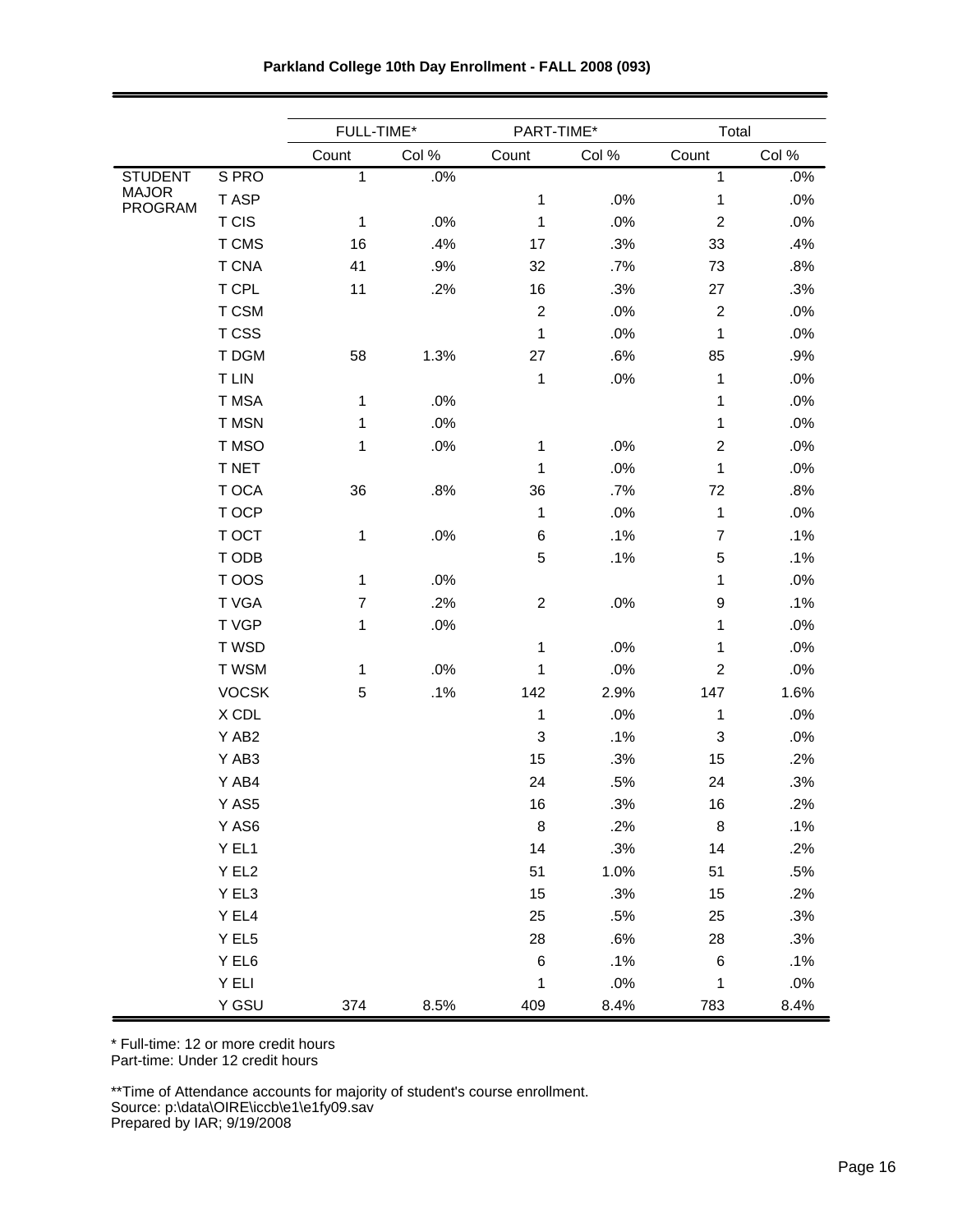**Parkland College 10th Day Enrollment - FALL 2008 (093)**

| | | FULL-TIME* | | PART-TIME* | | Total | |
|---|---|---|---|---|---|---|---|
| | | Count | Col % | Count | Col % | Count | Col % |
| STUDENT MAJOR PROGRAM | S PRO | 1 | .0% | | | 1 | .0% |
| | T ASP | | | 1 | .0% | 1 | .0% |
| | T CIS | 1 | .0% | 1 | .0% | 2 | .0% |
| | T CMS | 16 | .4% | 17 | .3% | 33 | .4% |
| | T CNA | 41 | .9% | 32 | .7% | 73 | .8% |
| | T CPL | 11 | .2% | 16 | .3% | 27 | .3% |
| | T CSM | | | 2 | .0% | 2 | .0% |
| | T CSS | | | 1 | .0% | 1 | .0% |
| | T DGM | 58 | 1.3% | 27 | .6% | 85 | .9% |
| | T LIN | | | 1 | .0% | 1 | .0% |
| | T MSA | 1 | .0% | | | 1 | .0% |
| | T MSN | 1 | .0% | | | 1 | .0% |
| | T MSO | 1 | .0% | 1 | .0% | 2 | .0% |
| | T NET | | | 1 | .0% | 1 | .0% |
| | T OCA | 36 | .8% | 36 | .7% | 72 | .8% |
| | T OCP | | | 1 | .0% | 1 | .0% |
| | T OCT | 1 | .0% | 6 | .1% | 7 | .1% |
| | T ODB | | | 5 | .1% | 5 | .1% |
| | T OOS | 1 | .0% | | | 1 | .0% |
| | T VGA | 7 | .2% | 2 | .0% | 9 | .1% |
| | T VGP | 1 | .0% | | | 1 | .0% |
| | T WSD | | | 1 | .0% | 1 | .0% |
| | T WSM | 1 | .0% | 1 | .0% | 2 | .0% |
| | VOCSK | 5 | .1% | 142 | 2.9% | 147 | 1.6% |
| | X CDL | | | 1 | .0% | 1 | .0% |
| | Y AB2 | | | 3 | .1% | 3 | .0% |
| | Y AB3 | | | 15 | .3% | 15 | .2% |
| | Y AB4 | | | 24 | .5% | 24 | .3% |
| | Y AS5 | | | 16 | .3% | 16 | .2% |
| | Y AS6 | | | 8 | .2% | 8 | .1% |
| | Y EL1 | | | 14 | .3% | 14 | .2% |
| | Y EL2 | | | 51 | 1.0% | 51 | .5% |
| | Y EL3 | | | 15 | .3% | 15 | .2% |
| | Y EL4 | | | 25 | .5% | 25 | .3% |
| | Y EL5 | | | 28 | .6% | 28 | .3% |
| | Y EL6 | | | 6 | .1% | 6 | .1% |
| | Y ELI | | | 1 | .0% | 1 | .0% |
| | Y GSU | 374 | 8.5% | 409 | 8.4% | 783 | 8.4% |

* Full-time: 12 or more credit hours
Part-time: Under 12 credit hours

**Time of Attendance accounts for majority of student's course enrollment.
Source: p:\data\OIRE\iccb\e1\e1fy09.sav
Prepared by IAR; 9/19/2008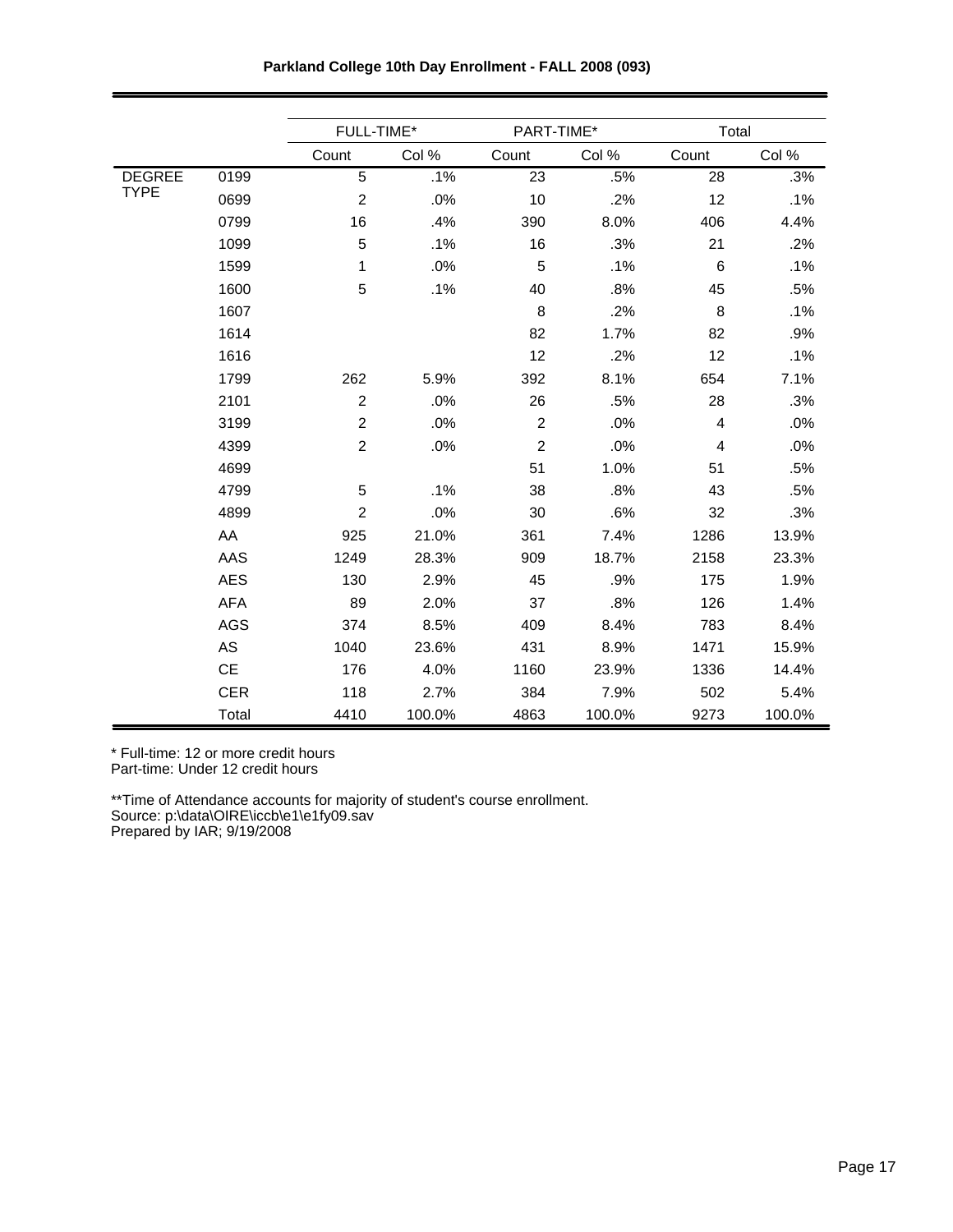**Parkland College 10th Day Enrollment - FALL 2008 (093)**

| | | FULL-TIME* | | PART-TIME* | | Total | |
|---|---|---|---|---|---|---|---|
| | | Count | Col % | Count | Col % | Count | Col % |
| DEGREE TYPE | 0199 | 5 | .1% | 23 | .5% | 28 | .3% |
| | 0699 | 2 | .0% | 10 | .2% | 12 | .1% |
| | 0799 | 16 | .4% | 390 | 8.0% | 406 | 4.4% |
| | 1099 | 5 | .1% | 16 | .3% | 21 | .2% |
| | 1599 | 1 | .0% | 5 | .1% | 6 | .1% |
| | 1600 | 5 | .1% | 40 | .8% | 45 | .5% |
| | 1607 | | | 8 | .2% | 8 | .1% |
| | 1614 | | | 82 | 1.7% | 82 | .9% |
| | 1616 | | | 12 | .2% | 12 | .1% |
| | 1799 | 262 | 5.9% | 392 | 8.1% | 654 | 7.1% |
| | 2101 | 2 | .0% | 26 | .5% | 28 | .3% |
| | 3199 | 2 | .0% | 2 | .0% | 4 | .0% |
| | 4399 | 2 | .0% | 2 | .0% | 4 | .0% |
| | 4699 | | | 51 | 1.0% | 51 | .5% |
| | 4799 | 5 | .1% | 38 | .8% | 43 | .5% |
| | 4899 | 2 | .0% | 30 | .6% | 32 | .3% |
| | AA | 925 | 21.0% | 361 | 7.4% | 1286 | 13.9% |
| | AAS | 1249 | 28.3% | 909 | 18.7% | 2158 | 23.3% |
| | AES | 130 | 2.9% | 45 | .9% | 175 | 1.9% |
| | AFA | 89 | 2.0% | 37 | .8% | 126 | 1.4% |
| | AGS | 374 | 8.5% | 409 | 8.4% | 783 | 8.4% |
| | AS | 1040 | 23.6% | 431 | 8.9% | 1471 | 15.9% |
| | CE | 176 | 4.0% | 1160 | 23.9% | 1336 | 14.4% |
| | CER | 118 | 2.7% | 384 | 7.9% | 502 | 5.4% |
| | Total | 4410 | 100.0% | 4863 | 100.0% | 9273 | 100.0% |

* Full-time: 12 or more credit hours
Part-time: Under 12 credit hours

**Time of Attendance accounts for majority of student's course enrollment.
Source: p:\data\OIRE\iccb\e1\e1fy09.sav
Prepared by IAR; 9/19/2008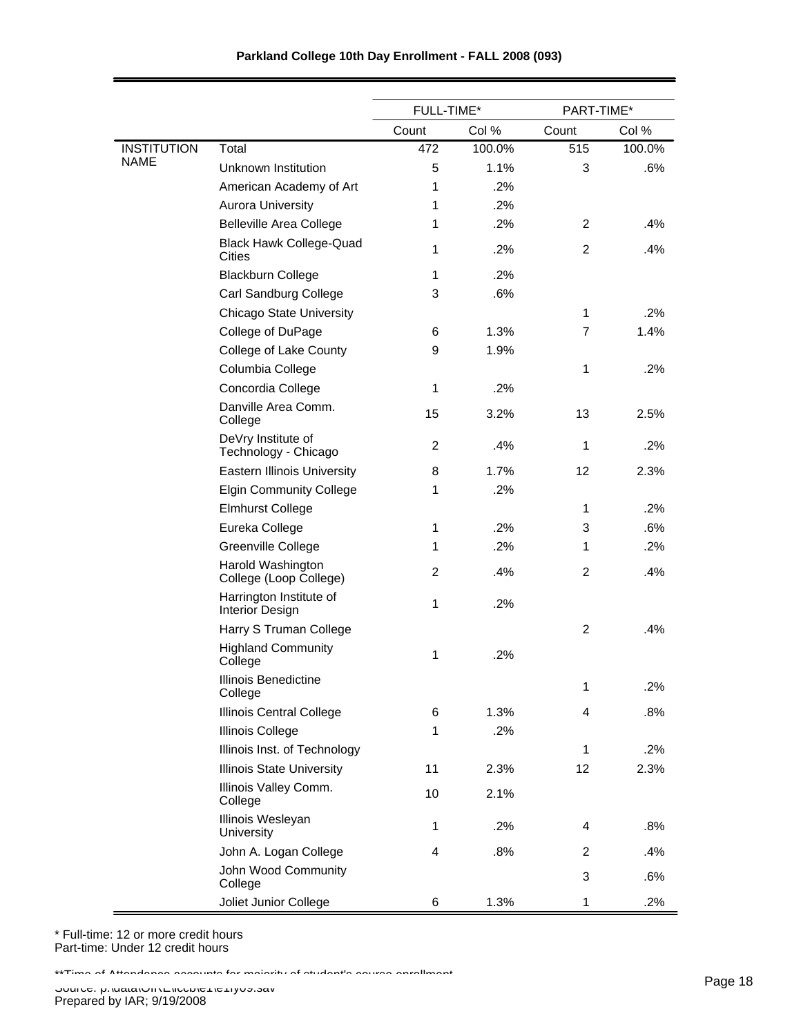**Parkland College 10th Day Enrollment - FALL 2008 (093)**

| | | FULL-TIME* | | PART-TIME* | |
|---|---|---|---|---|---|
| | | Count | Col % | Count | Col % |
| INSTITUTION NAME | Total | 472 | 100.0% | 515 | 100.0% |
| | Unknown Institution | 5 | 1.1% | 3 | .6% |
| | American Academy of Art | 1 | .2% | | |
| | Aurora University | 1 | .2% | | |
| | Belleville Area College | 1 | .2% | 2 | .4% |
| | Black Hawk College-Quad Cities | 1 | .2% | 2 | .4% |
| | Blackburn College | 1 | .2% | | |
| | Carl Sandburg College | 3 | .6% | | |
| | Chicago State University | | | 1 | .2% |
| | College of DuPage | 6 | 1.3% | 7 | 1.4% |
| | College of Lake County | 9 | 1.9% | | |
| | Columbia College | | | 1 | .2% |
| | Concordia College | 1 | .2% | | |
| | Danville Area Comm. College | 15 | 3.2% | 13 | 2.5% |
| | DeVry Institute of Technology - Chicago | 2 | .4% | 1 | .2% |
| | Eastern Illinois University | 8 | 1.7% | 12 | 2.3% |
| | Elgin Community College | 1 | .2% | | |
| | Elmhurst College | | | 1 | .2% |
| | Eureka College | 1 | .2% | 3 | .6% |
| | Greenville College | 1 | .2% | 1 | .2% |
| | Harold Washington College (Loop College) | 2 | .4% | 2 | .4% |
| | Harrington Institute of Interior Design | 1 | .2% | | |
| | Harry S Truman College | | | 2 | .4% |
| | Highland Community College | 1 | .2% | | |
| | Illinois Benedictine College | | | 1 | .2% |
| | Illinois Central College | 6 | 1.3% | 4 | .8% |
| | Illinois College | 1 | .2% | | |
| | Illinois Inst. of Technology | | | 1 | .2% |
| | Illinois State University | 11 | 2.3% | 12 | 2.3% |
| | Illinois Valley Comm. College | 10 | 2.1% | | |
| | Illinois Wesleyan University | 1 | .2% | 4 | .8% |
| | John A. Logan College | 4 | .8% | 2 | .4% |
| | John Wood Community College | | | 3 | .6% |
| | Joliet Junior College | 6 | 1.3% | 1 | .2% |

* Full-time: 12 or more credit hours
Part-time: Under 12 credit hours

**Time of Attendance accounts for majority of student's course enrollment

Source: p:\data\OIRE\iccb\e1\e1fy09.sav
Prepared by IAR; 9/19/2008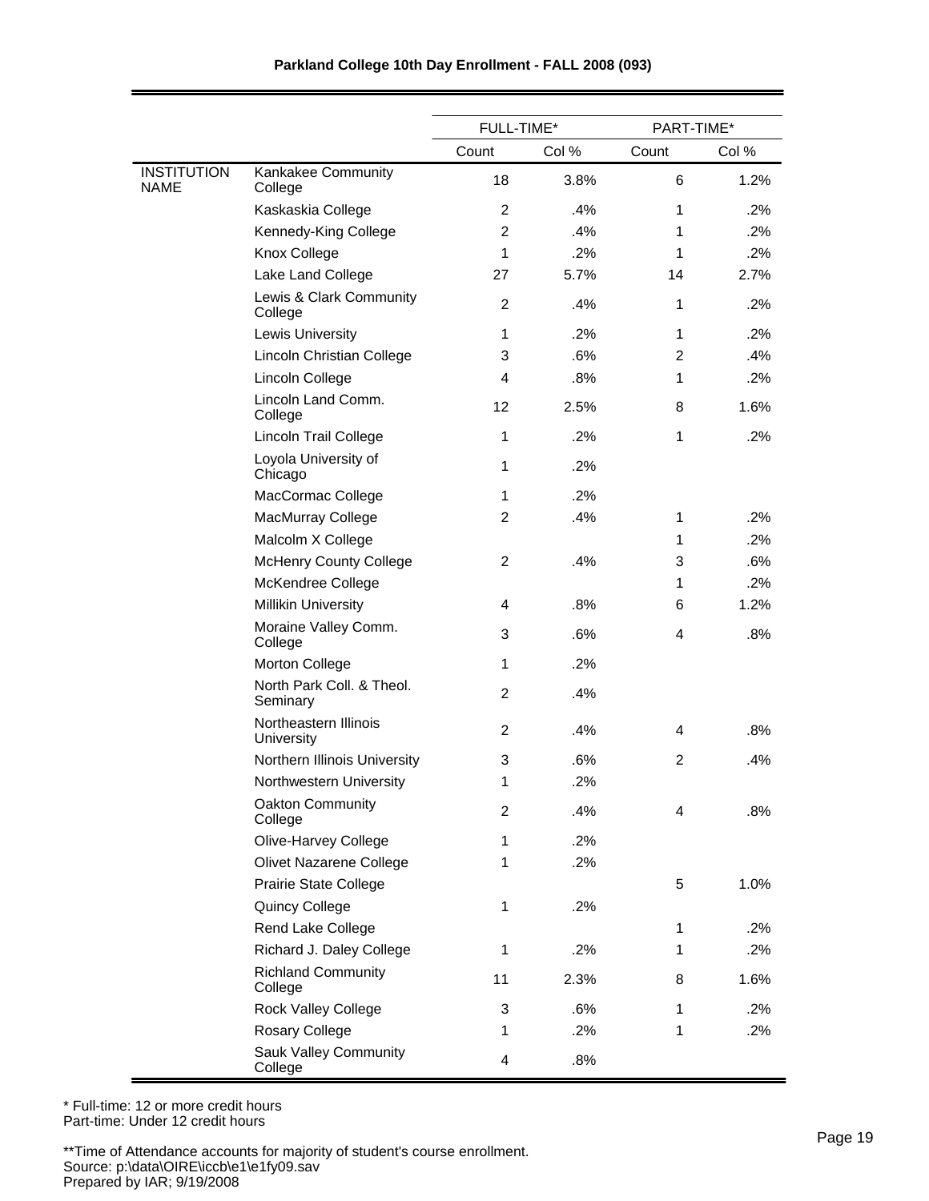**Parkland College 10th Day Enrollment - FALL 2008 (093)**

| | | FULL-TIME* | | PART-TIME* | |
|---|---|---|---|---|---|
| | | Count | Col % | Count | Col % |
| INSTITUTION NAME | Kankakee Community College | 18 | 3.8% | 6 | 1.2% |
| | Kaskaskia College | 2 | .4% | 1 | .2% |
| | Kennedy-King College | 2 | .4% | 1 | .2% |
| | Knox College | 1 | .2% | 1 | .2% |
| | Lake Land College | 27 | 5.7% | 14 | 2.7% |
| | Lewis & Clark Community College | 2 | .4% | 1 | .2% |
| | Lewis University | 1 | .2% | 1 | .2% |
| | Lincoln Christian College | 3 | .6% | 2 | .4% |
| | Lincoln College | 4 | .8% | 1 | .2% |
| | Lincoln Land Comm. College | 12 | 2.5% | 8 | 1.6% |
| | Lincoln Trail College | 1 | .2% | 1 | .2% |
| | Loyola University of Chicago | 1 | .2% | | |
| | MacCormac College | 1 | .2% | | |
| | MacMurray College | 2 | .4% | 1 | .2% |
| | Malcolm X College | | | 1 | .2% |
| | McHenry County College | 2 | .4% | 3 | .6% |
| | McKendree College | | | 1 | .2% |
| | Millikin University | 4 | .8% | 6 | 1.2% |
| | Moraine Valley Comm. College | 3 | .6% | 4 | .8% |
| | Morton College | 1 | .2% | | |
| | North Park Coll. & Theol. Seminary | 2 | .4% | | |
| | Northeastern Illinois University | 2 | .4% | 4 | .8% |
| | Northern Illinois University | 3 | .6% | 2 | .4% |
| | Northwestern University | 1 | .2% | | |
| | Oakton Community College | 2 | .4% | 4 | .8% |
| | Olive-Harvey College | 1 | .2% | | |
| | Olivet Nazarene College | 1 | .2% | | |
| | Prairie State College | | | 5 | 1.0% |
| | Quincy College | 1 | .2% | | |
| | Rend Lake College | | | 1 | .2% |
| | Richard J. Daley College | 1 | .2% | 1 | .2% |
| | Richland Community College | 11 | 2.3% | 8 | 1.6% |
| | Rock Valley College | 3 | .6% | 1 | .2% |
| | Rosary College | 1 | .2% | 1 | .2% |
| | Sauk Valley Community College | 4 | .8% | | |

* Full-time: 12 or more credit hours
Part-time: Under 12 credit hours

**Time of Attendance accounts for majority of student's course enrollment.
Source: p:\data\OIRE\iccb\e1\e1fy09.sav
Prepared by IAR; 9/19/2008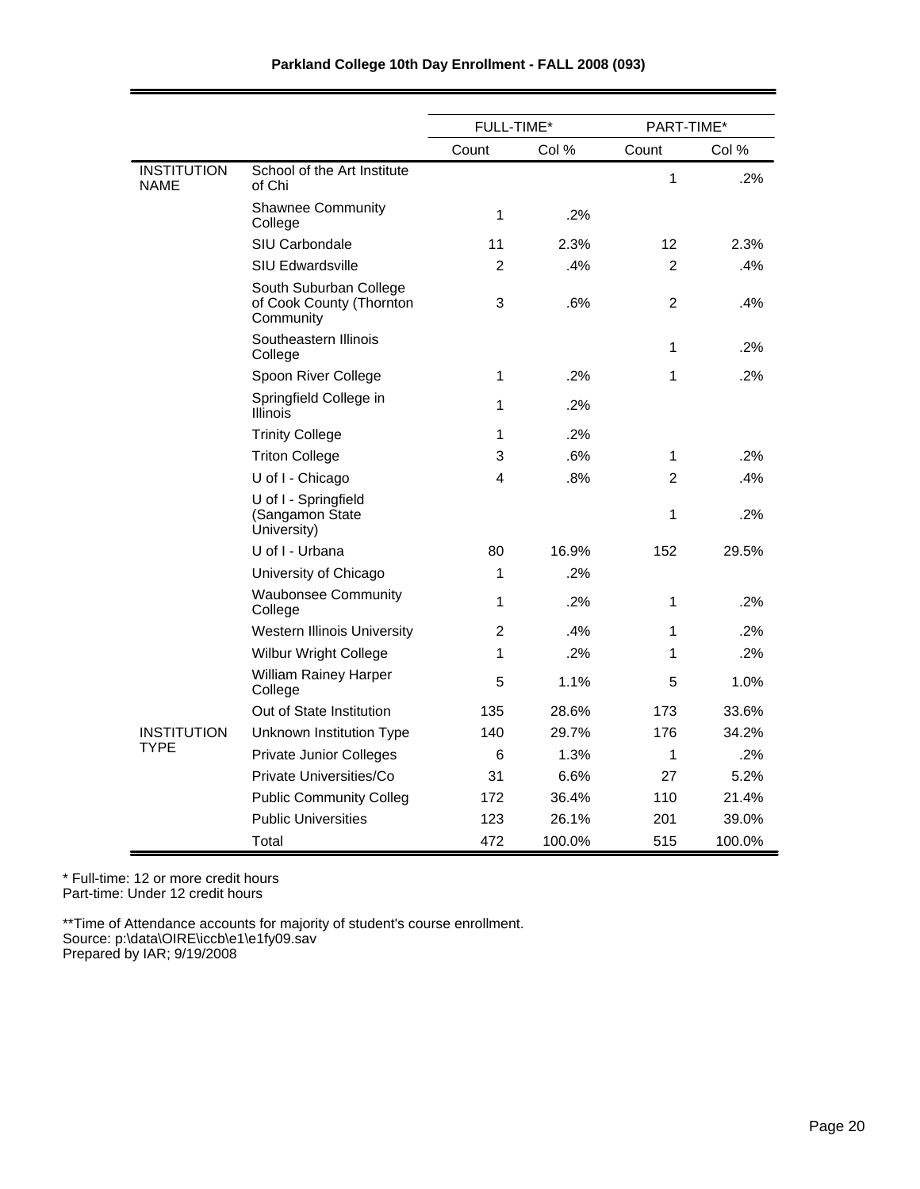**Parkland College 10th Day Enrollment - FALL 2008 (093)**

| | | FULL-TIME* | | PART-TIME* | |
|---|---|---|---|---|---|
| | | Count | Col % | Count | Col % |
| INSTITUTION NAME | School of the Art Institute of Chi | | | 1 | .2% |
| | Shawnee Community College | 1 | .2% | | |
| | SIU Carbondale | 11 | 2.3% | 12 | 2.3% |
| | SIU Edwardsville | 2 | .4% | 2 | .4% |
| | South Suburban College of Cook County (Thornton Community | 3 | .6% | 2 | .4% |
| | Southeastern Illinois College | | | 1 | .2% |
| | Spoon River College | 1 | .2% | 1 | .2% |
| | Springfield College in Illinois | 1 | .2% | | |
| | Trinity College | 1 | .2% | | |
| | Triton College | 3 | .6% | 1 | .2% |
| | U of I - Chicago | 4 | .8% | 2 | .4% |
| | U of I - Springfield (Sangamon State University) | | | 1 | .2% |
| | U of I - Urbana | 80 | 16.9% | 152 | 29.5% |
| | University of Chicago | 1 | .2% | | |
| | Waubonsee Community College | 1 | .2% | 1 | .2% |
| | Western Illinois University | 2 | .4% | 1 | .2% |
| | Wilbur Wright College | 1 | .2% | 1 | .2% |
| | William Rainey Harper College | 5 | 1.1% | 5 | 1.0% |
| | Out of State Institution | 135 | 28.6% | 173 | 33.6% |
| INSTITUTION TYPE | Unknown Institution Type | 140 | 29.7% | 176 | 34.2% |
| | Private Junior Colleges | 6 | 1.3% | 1 | .2% |
| | Private Universities/Co | 31 | 6.6% | 27 | 5.2% |
| | Public Community Colleg | 172 | 36.4% | 110 | 21.4% |
| | Public Universities | 123 | 26.1% | 201 | 39.0% |
| | Total | 472 | 100.0% | 515 | 100.0% |

* Full-time: 12 or more credit hours
Part-time: Under 12 credit hours

**Time of Attendance accounts for majority of student's course enrollment.
Source: p:\data\OIRE\iccb\e1\e1fy09.sav
Prepared by IAR; 9/19/2008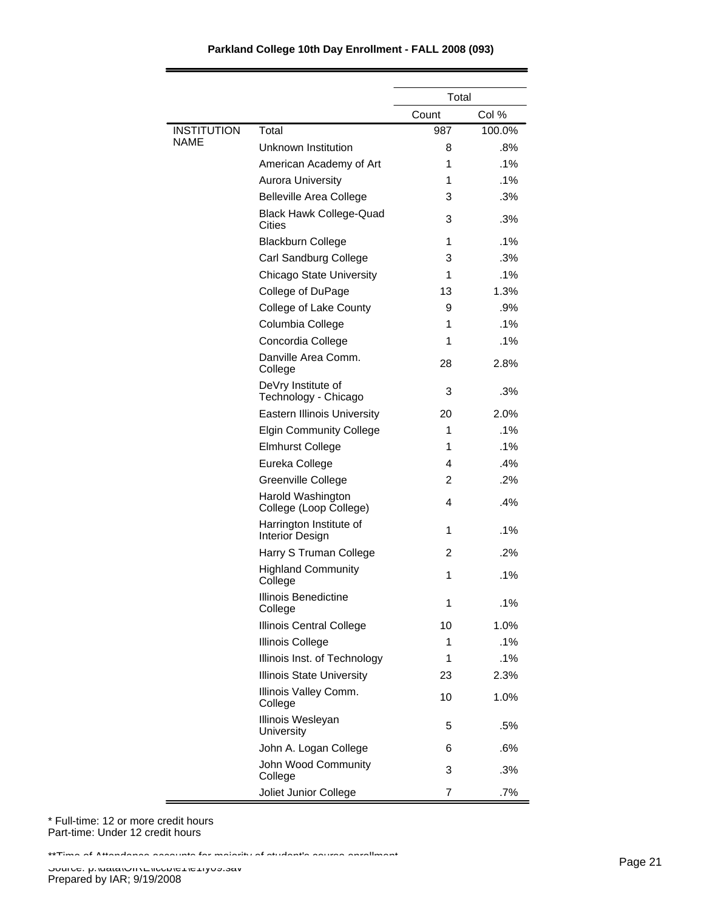**Parkland College 10th Day Enrollment - FALL 2008 (093)**

| | | Total | |
|---|---|---|---|
| | | Count | Col % |
| INSTITUTION NAME | Total | 987 | 100.0% |
| | Unknown Institution | 8 | .8% |
| | American Academy of Art | 1 | .1% |
| | Aurora University | 1 | .1% |
| | Belleville Area College | 3 | .3% |
| | Black Hawk College-Quad Cities | 3 | .3% |
| | Blackburn College | 1 | .1% |
| | Carl Sandburg College | 3 | .3% |
| | Chicago State University | 1 | .1% |
| | College of DuPage | 13 | 1.3% |
| | College of Lake County | 9 | .9% |
| | Columbia College | 1 | .1% |
| | Concordia College | 1 | .1% |
| | Danville Area Comm. College | 28 | 2.8% |
| | DeVry Institute of Technology - Chicago | 3 | .3% |
| | Eastern Illinois University | 20 | 2.0% |
| | Elgin Community College | 1 | .1% |
| | Elmhurst College | 1 | .1% |
| | Eureka College | 4 | .4% |
| | Greenville College | 2 | .2% |
| | Harold Washington College (Loop College) | 4 | .4% |
| | Harrington Institute of Interior Design | 1 | .1% |
| | Harry S Truman College | 2 | .2% |
| | Highland Community College | 1 | .1% |
| | Illinois Benedictine College | 1 | .1% |
| | Illinois Central College | 10 | 1.0% |
| | Illinois College | 1 | .1% |
| | Illinois Inst. of Technology | 1 | .1% |
| | Illinois State University | 23 | 2.3% |
| | Illinois Valley Comm. College | 10 | 1.0% |
| | Illinois Wesleyan University | 5 | .5% |
| | John A. Logan College | 6 | .6% |
| | John Wood Community College | 3 | .3% |
| | Joliet Junior College | 7 | .7% |

* Full-time: 12 or more credit hours
Part-time: Under 12 credit hours

**Time of Attendance accounts for majority of student's course enrollment

Source: p:\data\OIRE\iccb\e1\e1fy09.sav
Prepared by IAR; 9/19/2008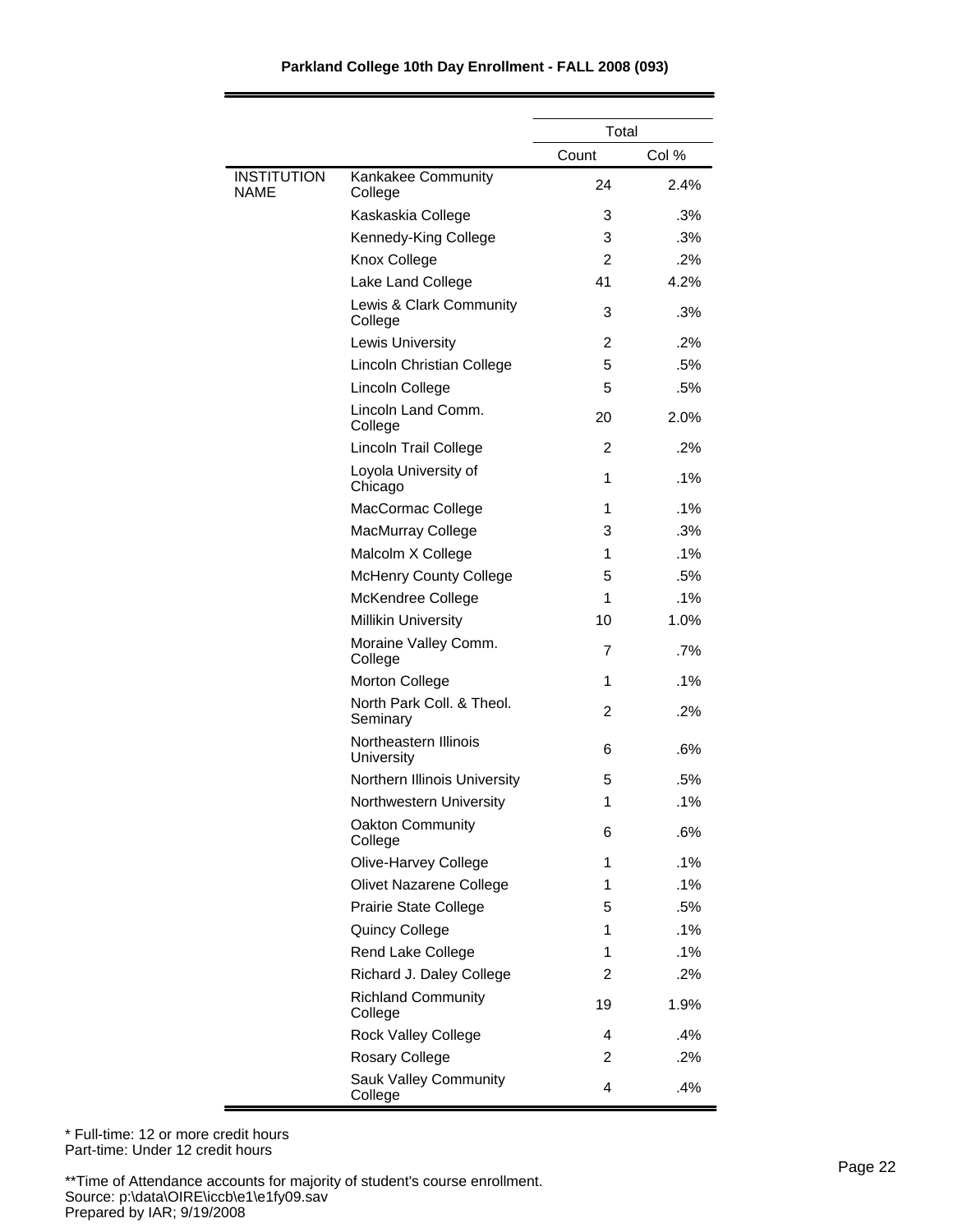**Parkland College 10th Day Enrollment - FALL 2008 (093)**

| | | Total | |
|---|---|---|---|
| | | Count | Col % |
| INSTITUTION NAME | Kankakee Community College | 24 | 2.4% |
| | Kaskaskia College | 3 | .3% |
| | Kennedy-King College | 3 | .3% |
| | Knox College | 2 | .2% |
| | Lake Land College | 41 | 4.2% |
| | Lewis & Clark Community College | 3 | .3% |
| | Lewis University | 2 | .2% |
| | Lincoln Christian College | 5 | .5% |
| | Lincoln College | 5 | .5% |
| | Lincoln Land Comm. College | 20 | 2.0% |
| | Lincoln Trail College | 2 | .2% |
| | Loyola University of Chicago | 1 | .1% |
| | MacCormac College | 1 | .1% |
| | MacMurray College | 3 | .3% |
| | Malcolm X College | 1 | .1% |
| | McHenry County College | 5 | .5% |
| | McKendree College | 1 | .1% |
| | Millikin University | 10 | 1.0% |
| | Moraine Valley Comm. College | 7 | .7% |
| | Morton College | 1 | .1% |
| | North Park Coll. & Theol. Seminary | 2 | .2% |
| | Northeastern Illinois University | 6 | .6% |
| | Northern Illinois University | 5 | .5% |
| | Northwestern University | 1 | .1% |
| | Oakton Community College | 6 | .6% |
| | Olive-Harvey College | 1 | .1% |
| | Olivet Nazarene College | 1 | .1% |
| | Prairie State College | 5 | .5% |
| | Quincy College | 1 | .1% |
| | Rend Lake College | 1 | .1% |
| | Richard J. Daley College | 2 | .2% |
| | Richland Community College | 19 | 1.9% |
| | Rock Valley College | 4 | .4% |
| | Rosary College | 2 | .2% |
| | Sauk Valley Community College | 4 | .4% |

* Full-time: 12 or more credit hours
Part-time: Under 12 credit hours

**Time of Attendance accounts for majority of student's course enrollment.
Source: p:\data\OIRE\iccb\e1\e1fy09.sav
Prepared by IAR; 9/19/2008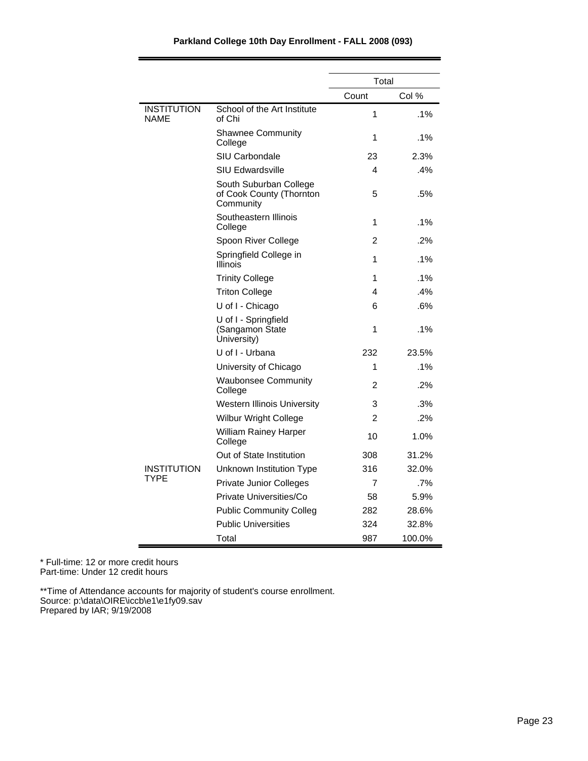**Parkland College 10th Day Enrollment - FALL 2008 (093)**

| | | Total | |
|---|---|---|---|
| | | Count | Col % |
| INSTITUTION NAME | School of the Art Institute of Chi | 1 | .1% |
| | Shawnee Community College | 1 | .1% |
| | SIU Carbondale | 23 | 2.3% |
| | SIU Edwardsville | 4 | .4% |
| | South Suburban College of Cook County (Thornton Community | 5 | .5% |
| | Southeastern Illinois College | 1 | .1% |
| | Spoon River College | 2 | .2% |
| | Springfield College in Illinois | 1 | .1% |
| | Trinity College | 1 | .1% |
| | Triton College | 4 | .4% |
| | U of I - Chicago | 6 | .6% |
| | U of I - Springfield (Sangamon State University) | 1 | .1% |
| | U of I - Urbana | 232 | 23.5% |
| | University of Chicago | 1 | .1% |
| | Waubonsee Community College | 2 | .2% |
| | Western Illinois University | 3 | .3% |
| | Wilbur Wright College | 2 | .2% |
| | William Rainey Harper College | 10 | 1.0% |
| | Out of State Institution | 308 | 31.2% |
| INSTITUTION TYPE | Unknown Institution Type | 316 | 32.0% |
| | Private Junior Colleges | 7 | .7% |
| | Private Universities/Co | 58 | 5.9% |
| | Public Community Colleg | 282 | 28.6% |
| | Public Universities | 324 | 32.8% |
| | Total | 987 | 100.0% |

* Full-time: 12 or more credit hours
Part-time: Under 12 credit hours

**Time of Attendance accounts for majority of student's course enrollment.
Source: p:\data\OIRE\iccb\e1\e1fy09.sav
Prepared by IAR; 9/19/2008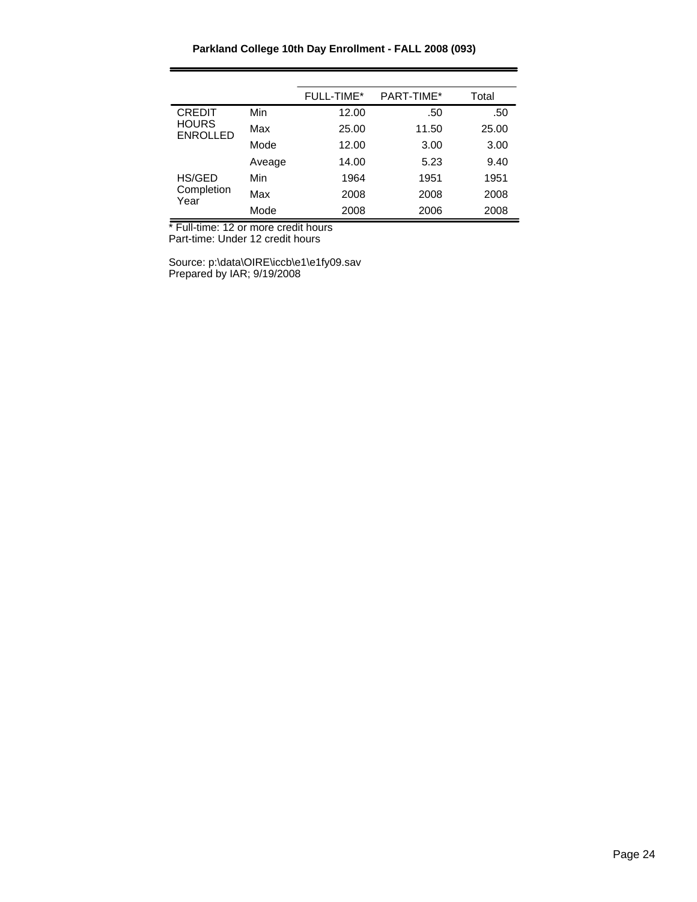**Parkland College 10th Day Enrollment - FALL 2008 (093)**

| | | FULL-TIME* | PART-TIME* | Total |
|---|---|---|---|---|
| CREDIT HOURS ENROLLED | Min | 12.00 | .50 | .50 |
| | Max | 25.00 | 11.50 | 25.00 |
| | Mode | 12.00 | 3.00 | 3.00 |
| | Aveage | 14.00 | 5.23 | 9.40 |
| HS/GED Completion Year | Min | 1964 | 1951 | 1951 |
| | Max | 2008 | 2008 | 2008 |
| | Mode | 2008 | 2006 | 2008 |

* Full-time: 12 or more credit hours
Part-time: Under 12 credit hours

Source: p:\data\OIRE\iccb\e1\e1fy09.sav
Prepared by IAR; 9/19/2008